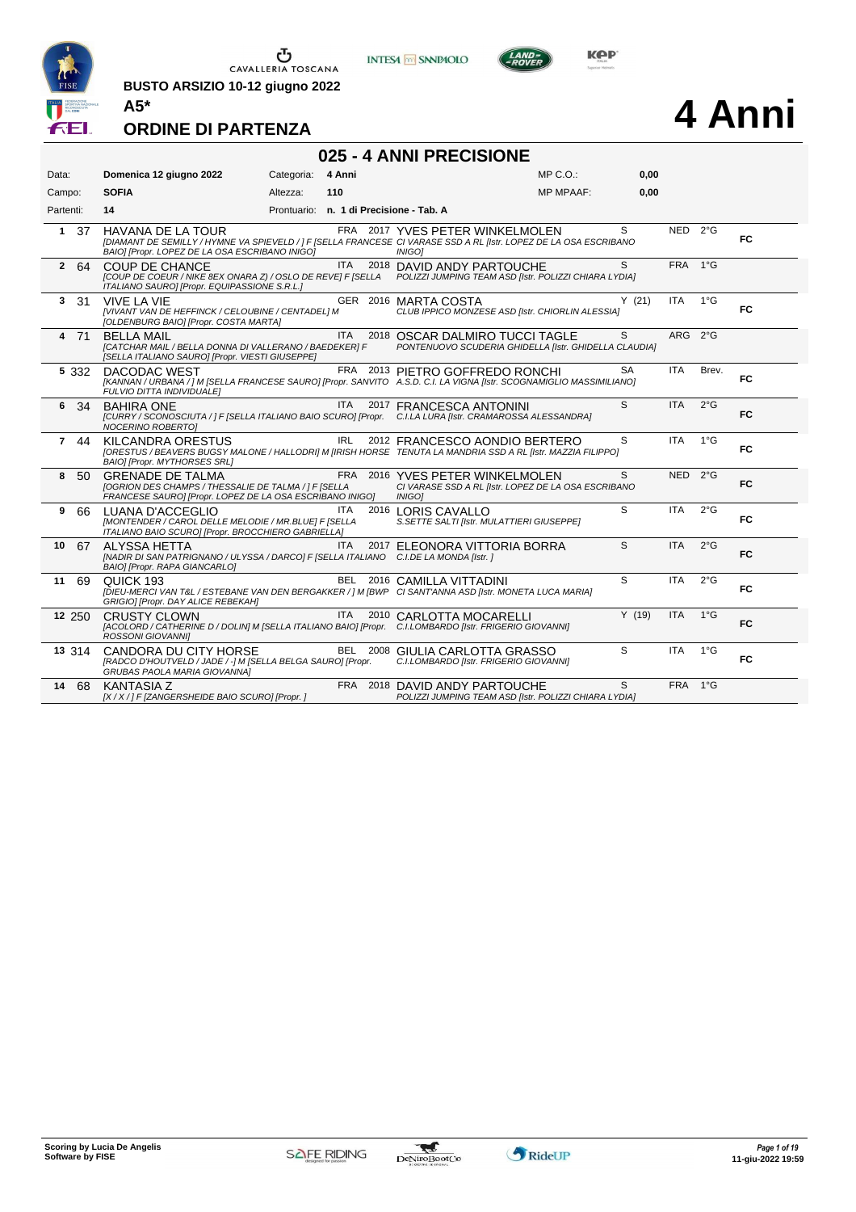BUSTO ARSIZIO 10-12 giugno 2022

A5*

# ORDINE DI PARTENZA

# 4 Anni

## 025 - 4 ANNI PRECISIONE

| | | | | | |
|---|---|---|---|---|---|
| Data: | Domenica 12 giugno 2022 | Categoria: | 4 Anni | MP C.O.: | 0,00 |
| Campo: | SOFIA | Altezza: | 110 | MP MPAAF: | 0,00 |
| Partenti: | 14 | Prontuario: | n. 1 di Precisione - Tab. A | | |

| # | N. | Cavallo | Naz. | Anno | Cavaliere | | Naz. | Grado | |
|---|---|---|---|---|---|---|---|---|---|
| 1 | 37 | HAVANA DE LA TOUR [DIAMANT DE SEMILLY / HYMNE VA SPIEVELD / ] F [SELLA FRANCESE BAIO] [Propr. LOPEZ DE LA OSA ESCRIBANO INIGO] | FRA | 2017 | YVES PETER WINKELMOLEN CI VARASE SSD A RL [Istr. LOPEZ DE LA OSA ESCRIBANO INIGO] | S | NED | 2°G | FC |
| 2 | 64 | COUP DE CHANCE [COUP DE COEUR / NIKE 8EX ONARA Z) / OSLO DE REVE] F [SELLA ITALIANO SAURO] [Propr. EQUIPASSIONE S.R.L.] | ITA | 2018 | DAVID ANDY PARTOUCHE POLIZZI JUMPING TEAM ASD [Istr. POLIZZI CHIARA LYDIA] | S | FRA | 1°G | |
| 3 | 31 | VIVE LA VIE [VIVANT VAN DE HEFFINCK / CELOUBINE / CENTADEL] M [OLDENBURG BAIO] [Propr. COSTA MARTA] | GER | 2016 | MARTA COSTA CLUB IPPICO MONZESE ASD [Istr. CHIORLIN ALESSIA] | Y (21) | ITA | 1°G | FC |
| 4 | 71 | BELLA MAIL [CATCHAR MAIL / BELLA DONNA DI VALLERANO / BAEDEKER] F [SELLA ITALIANO SAURO] [Propr. VIESTI GIUSEPPE] | ITA | 2018 | OSCAR DALMIRO TUCCI TAGLE PONTENUOVO SCUDERIA GHIDELLA [Istr. GHIDELLA CLAUDIA] | S | ARG | 2°G | |
| 5 | 332 | DACODAC WEST [KANNAN / URBANA / ] M [SELLA FRANCESE SAURO] [Propr. SANVITO FULVIO DITTA INDIVIDUALE] | FRA | 2013 | PIETRO GOFFREDO RONCHI A.S.D. C.I. LA VIGNA [Istr. SCOGNAMIGLIO MASSIMILIANO] | SA | ITA | Brev. | FC |
| 6 | 34 | BAHIRA ONE [CURRY / SCONOSCIUTA / ] F [SELLA ITALIANO BAIO SCURO] [Propr. NOCERINO ROBERTO] | ITA | 2017 | FRANCESCA ANTONINI C.I.LA LURA [Istr. CRAMAROSSA ALESSANDRA] | S | ITA | 2°G | FC |
| 7 | 44 | KILCANDRA ORESTUS [ORESTUS / BEAVERS BUGSY MALONE / HALLODRI] M [IRISH HORSE BAIO] [Propr. MYTHORSES SRL] | IRL | 2012 | FRANCESCO AONDIO BERTERO TENUTA LA MANDRIA SSD A RL [Istr. MAZZIA FILIPPO] | S | ITA | 1°G | FC |
| 8 | 50 | GRENADE DE TALMA [OGRION DES CHAMPS / THESSALIE DE TALMA / ] F [SELLA FRANCESE SAURO] [Propr. LOPEZ DE LA OSA ESCRIBANO INIGO] | FRA | 2016 | YVES PETER WINKELMOLEN CI VARASE SSD A RL [Istr. LOPEZ DE LA OSA ESCRIBANO INIGO] | S | NED | 2°G | FC |
| 9 | 66 | LUANA D'ACCEGLIO [MONTENDER / CAROL DELLE MELODIE / MR.BLUE] F [SELLA ITALIANO BAIO SCURO] [Propr. BROCCHIERO GABRIELLA] | ITA | 2016 | LORIS CAVALLO S.SETTE SALTI [Istr. MULATTIERI GIUSEPPE] | S | ITA | 2°G | FC |
| 10 | 67 | ALYSSA HETTA [NADIR DI SAN PATRIGNANO / ULYSSA / DARCO] F [SELLA ITALIANO BAIO] [Propr. RAPA GIANCARLO] | ITA | 2017 | ELEONORA VITTORIA BORRA C.I.DE LA MONDA [Istr. ] | S | ITA | 2°G | FC |
| 11 | 69 | QUICK 193 [DIEU-MERCI VAN T&L / ESTEBANE VAN DEN BERGAKKER / ] M [BWP GRIGIO] [Propr. DAY ALICE REBEKAH] | BEL | 2016 | CAMILLA VITTADINI CI SANT'ANNA ASD [Istr. MONETA LUCA MARIA] | S | ITA | 2°G | FC |
| 12 | 250 | CRUSTY CLOWN [ACOLORD / CATHERINE D / DOLIN] M [SELLA ITALIANO BAIO] [Propr. ROSSONI GIOVANNI] | ITA | 2010 | CARLOTTA MOCARELLI C.I.LOMBARDO [Istr. FRIGERIO GIOVANNI] | Y (19) | ITA | 1°G | FC |
| 13 | 314 | CANDORA DU CITY HORSE [RADCO D'HOUTVELD / JADE / -] M [SELLA BELGA SAURO] [Propr. GRUBAS PAOLA MARIA GIOVANNA] | BEL | 2008 | GIULIA CARLOTTA GRASSO C.I.LOMBARDO [Istr. FRIGERIO GIOVANNI] | S | ITA | 1°G | FC |
| 14 | 68 | KANTASIA Z [X / X / ] F [ZANGERSHEIDE BAIO SCURO] [Propr. ] | FRA | 2018 | DAVID ANDY PARTOUCHE POLIZZI JUMPING TEAM ASD [Istr. POLIZZI CHIARA LYDIA] | S | FRA | 1°G | |

Scoring by Lucia De Angelis
Software by FISE

11-giu-2022 19:59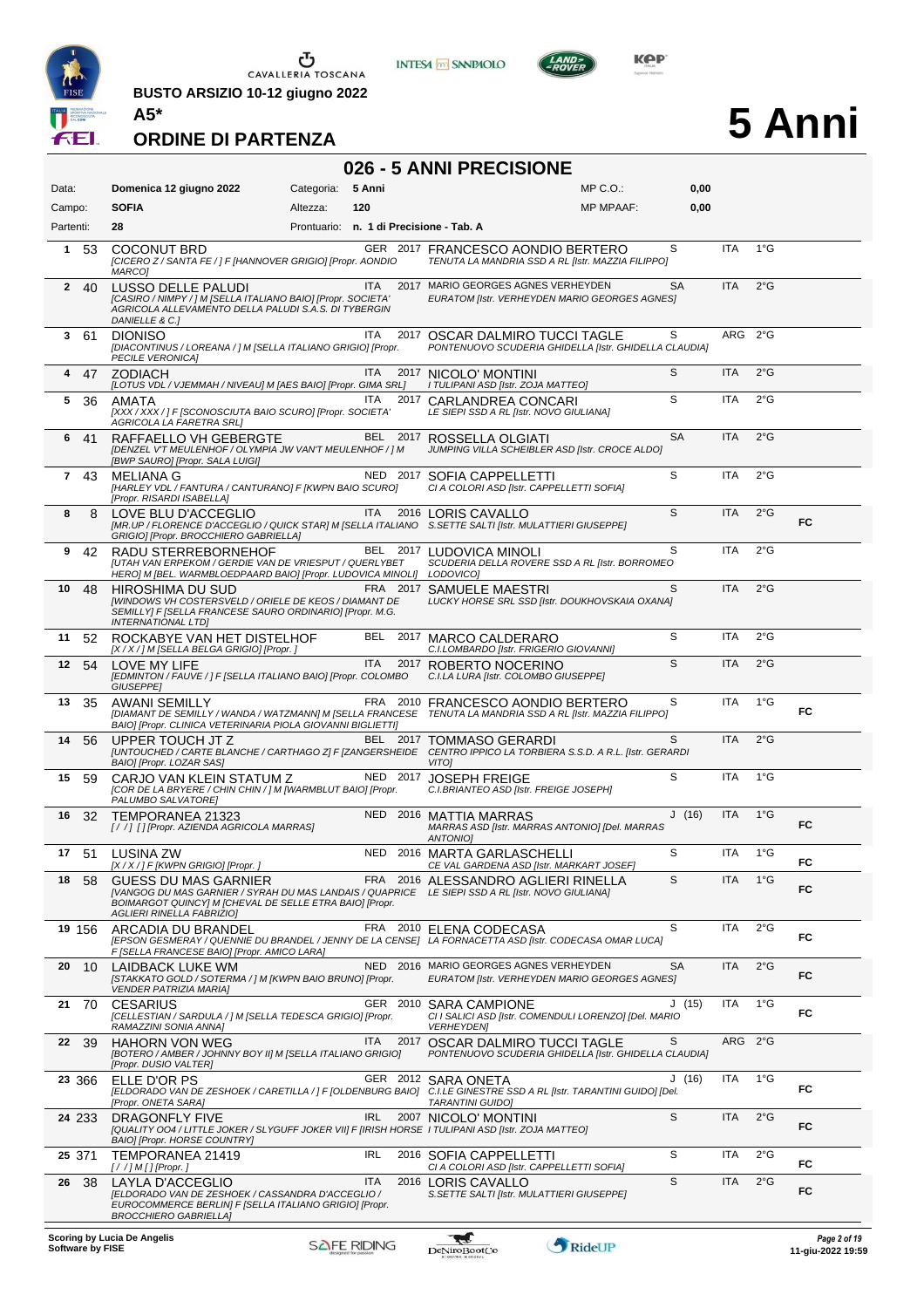# BUSTO ARSIZIO 10-12 giugno 2022

**A5***

## ORDINE DI PARTENZA

# 5 Anni

## 026 - 5 ANNI PRECISIONE

| | | | | | |
|---|---|---|---|---|---|
| Data: | Domenica 12 giugno 2022 | Categoria: | 5 Anni | MP C.O.: | 0,00 |
| Campo: | SOFIA | Altezza: | 120 | MP MPAAF: | 0,00 |
| Partenti: | 28 | Prontuario: | n. 1 di Precisione - Tab. A | | |

| # | N. | Cavallo | Naz. | Anno | Cavaliere | Cat. | Naz. | Grado | |
|---|---|---|---|---|---|---|---|---|---|
| 1 | 53 | COCONUT BRD *[CICERO Z / SANTA FE / ] F [HANNOVER GRIGIO] [Propr. AONDIO MARCO]* | GER | 2017 | FRANCESCO AONDIO BERTERO *TENUTA LA MANDRIA SSD A RL [Istr. MAZZIA FILIPPO]* | S | ITA | 1°G | |
| 2 | 40 | LUSSO DELLE PALUDI *[CASIRO / NIMPY / ] M [SELLA ITALIANO BAIO] [Propr. SOCIETA' AGRICOLA ALLEVAMENTO DELLA PALUDI S.A.S. DI TYBERGIN DANIELLE & C.]* | ITA | 2017 | MARIO GEORGES AGNES VERHEYDEN *EURATOM [Istr. VERHEYDEN MARIO GEORGES AGNES]* | SA | ITA | 2°G | |
| 3 | 61 | DIONISO *[DIACONTINUS / LOREANA / ] M [SELLA ITALIANO GRIGIO] [Propr. PECILE VERONICA]* | ITA | 2017 | OSCAR DALMIRO TUCCI TAGLE *PONTENUOVO SCUDERIA GHIDELLA [Istr. GHIDELLA CLAUDIA]* | S | ARG | 2°G | |
| 4 | 47 | ZODIACH *[LOTUS VDL / VJEMMAH / NIVEAU] M [AES BAIO] [Propr. GIMA SRL]* | ITA | 2017 | NICOLO' MONTINI *I TULIPANI ASD [Istr. ZOJA MATTEO]* | S | ITA | 2°G | |
| 5 | 36 | AMATA *[XXX / XXX / ] F [SCONOSCIUTA BAIO SCURO] [Propr. SOCIETA' AGRICOLA LA FARETRA SRL]* | ITA | 2017 | CARLANDREA CONCARI *LE SIEPI SSD A RL [Istr. NOVO GIULIANA]* | S | ITA | 2°G | |
| 6 | 41 | RAFFAELLO VH GEBERGTE *[DENZEL V'T MEULENHOF / OLYMPIA JW VAN'T MEULENHOF / ] M [BWP SAURO] [Propr. SALA LUIGI]* | BEL | 2017 | ROSSELLA OLGIATI *JUMPING VILLA SCHEIBLER ASD [Istr. CROCE ALDO]* | SA | ITA | 2°G | |
| 7 | 43 | MELIANA G *[HARLEY VDL / FANTURA / CANTURANO] F [KWPN BAIO SCURO] [Propr. RISARDI ISABELLA]* | NED | 2017 | SOFIA CAPPELLETTI *CI A COLORI ASD [Istr. CAPPELLETTI SOFIA]* | S | ITA | 2°G | |
| 8 | 8 | LOVE BLU D'ACCEGLIO *[MR.UP / FLORENCE D'ACCEGLIO / QUICK STAR] M [SELLA ITALIANO GRIGIO] [Propr. BROCCHIERO GABRIELLA]* | ITA | 2016 | LORIS CAVALLO *S.SETTE SALTI [Istr. MULATTIERI GIUSEPPE]* | S | ITA | 2°G | FC |
| 9 | 42 | RADU STERREBORNEHOF *[UTAH VAN ERPEKOM / GERDIE VAN DE VRIESPUT / QUERLYBET HERO] M [BEL. WARMBLOEDPAARD BAIO] [Propr. LUDOVICA MINOLI]* | BEL | 2017 | LUDOVICA MINOLI *SCUDERIA DELLA ROVERE SSD A RL [Istr. BORROMEO LODOVICO]* | S | ITA | 2°G | |
| 10 | 48 | HIROSHIMA DU SUD *[WINDOWS VH COSTERSVELD / ORIELE DE KEOS / DIAMANT DE SEMILLY] F [SELLA FRANCESE SAURO ORDINARIO] [Propr. M.G. INTERNATIONAL LTD]* | FRA | 2017 | SAMUELE MAESTRI *LUCKY HORSE SRL SSD [Istr. DOUKHOVSKAIA OXANA]* | S | ITA | 2°G | |
| 11 | 52 | ROCKABYE VAN HET DISTELHOF *[X / X / ] M [SELLA BELGA GRIGIO] [Propr. ]* | BEL | 2017 | MARCO CALDERARO *C.I.LOMBARDO [Istr. FRIGERIO GIOVANNI]* | S | ITA | 2°G | |
| 12 | 54 | LOVE MY LIFE *[EDMINTON / FAUVE / ] F [SELLA ITALIANO BAIO] [Propr. COLOMBO GIUSEPPE]* | ITA | 2017 | ROBERTO NOCERINO *C.I.LA LURA [Istr. COLOMBO GIUSEPPE]* | S | ITA | 2°G | |
| 13 | 35 | AWANI SEMILLY *[DIAMANT DE SEMILLY / WANDA / WATZMANN] M [SELLA FRANCESE BAIO] [Propr. CLINICA VETERINARIA PIOLA GIOVANNI BIGLIETTI]* | FRA | 2010 | FRANCESCO AONDIO BERTERO *TENUTA LA MANDRIA SSD A RL [Istr. MAZZIA FILIPPO]* | S | ITA | 1°G | FC |
| 14 | 56 | UPPER TOUCH JT Z *[UNTOUCHED / CARTE BLANCHE / CARTHAGO Z] F [ZANGERSHEIDE BAIO] [Propr. LOZAR SAS]* | BEL | 2017 | TOMMASO GERARDI *CENTRO IPPICO LA TORBIERA S.S.D. A R.L. [Istr. GERARDI VITO]* | S | ITA | 2°G | |
| 15 | 59 | CARJO VAN KLEIN STATUM Z *[COR DE LA BRYERE / CHIN CHIN / ] M [WARMBLUT BAIO] [Propr. PALUMBO SALVATORE]* | NED | 2017 | JOSEPH FREIGE *C.I.BRIANTEO ASD [Istr. FREIGE JOSEPH]* | S | ITA | 1°G | |
| 16 | 32 | TEMPORANEA 21323 *[ / / ] [] [Propr. AZIENDA AGRICOLA MARRAS]* | NED | 2016 | MATTIA MARRAS *MARRAS ASD [Istr. MARRAS ANTONIO] [Del. MARRAS ANTONIO]* | J (16) | ITA | 1°G | FC |
| 17 | 51 | LUSINA ZW *[X / X / ] F [KWPN GRIGIO] [Propr. ]* | NED | 2016 | MARTA GARLASCHELLI *CE VAL GARDENA ASD [Istr. MARKART JOSEF]* | S | ITA | 1°G | FC |
| 18 | 58 | GUESS DU MAS GARNIER *[VANGOG DU MAS GARNIER / SYRAH DU MAS LANDAIS / QUAPRICE BOIMARGOT QUINCY] M [CHEVAL DE SELLE ETRA BAIO] [Propr. AGLIERI RINELLA FABRIZIO]* | FRA | 2016 | ALESSANDRO AGLIERI RINELLA *LE SIEPI SSD A RL [Istr. NOVO GIULIANA]* | S | ITA | 1°G | FC |
| 19 | 156 | ARCADIA DU BRANDEL *[EPSON GESMERAY / QUENNIE DU BRANDEL / JENNY DE LA CENSE] F [SELLA FRANCESE BAIO] [Propr. AMICO LARA]* | FRA | 2010 | ELENA CODECASA *LA FORNACETTA ASD [Istr. CODECASA OMAR LUCA]* | S | ITA | 2°G | FC |
| 20 | 10 | LAIDBACK LUKE WM *[STAKKATO GOLD / SOTERMA / ] M [KWPN BAIO BRUNO] [Propr. VENDER PATRIZIA MARIA]* | NED | 2016 | MARIO GEORGES AGNES VERHEYDEN *EURATOM [Istr. VERHEYDEN MARIO GEORGES AGNES]* | SA | ITA | 2°G | FC |
| 21 | 70 | CESARIUS *[CELLESTIAN / SARDULA / ] M [SELLA TEDESCA GRIGIO] [Propr. RAMAZZINI SONIA ANNA]* | GER | 2010 | SARA CAMPIONE *CI I SALICI ASD [Istr. COMENDULI LORENZO] [Del. MARIO VERHEYDEN]* | J (15) | ITA | 1°G | FC |
| 22 | 39 | HAHORN VON WEG *[BOTERO / AMBER / JOHNNY BOY II] M [SELLA ITALIANO GRIGIO] [Propr. DUSIO VALTER]* | ITA | 2017 | OSCAR DALMIRO TUCCI TAGLE *PONTENUOVO SCUDERIA GHIDELLA [Istr. GHIDELLA CLAUDIA]* | S | ARG | 2°G | |
| 23 | 366 | ELLE D'OR PS *[ELDORADO VAN DE ZESHOEK / CARETILLA / ] F [OLDENBURG BAIO] [Propr. ONETA SARA]* | GER | 2012 | SARA ONETA *C.I.LE GINESTRE SSD A RL [Istr. TARANTINI GUIDO] [Del. TARANTINI GUIDO]* | J (16) | ITA | 1°G | FC |
| 24 | 233 | DRAGONFLY FIVE *[QUALITY OO4 / LITTLE JOKER / SLYGUFF JOKER VII] F [IRISH HORSE BAIO] [Propr. HORSE COUNTRY]* | IRL | 2007 | NICOLO' MONTINI *I TULIPANI ASD [Istr. ZOJA MATTEO]* | S | ITA | 2°G | FC |
| 25 | 371 | TEMPORANEA 21419 *[ / / ] M [] [Propr. ]* | IRL | 2016 | SOFIA CAPPELLETTI *CI A COLORI ASD [Istr. CAPPELLETTI SOFIA]* | S | ITA | 2°G | FC |
| 26 | 38 | LAYLA D'ACCEGLIO *[ELDORADO VAN DE ZESHOEK / CASSANDRA D'ACCEGLIO / EUROCOMMERCE BERLIN] F [SELLA ITALIANO GRIGIO] [Propr. BROCCHIERO GABRIELLA]* | ITA | 2016 | LORIS CAVALLO *S.SETTE SALTI [Istr. MULATTIERI GIUSEPPE]* | S | ITA | 2°G | FC |

Scoring by Lucia De Angelis
Software by FISE

11-giu-2022 19:59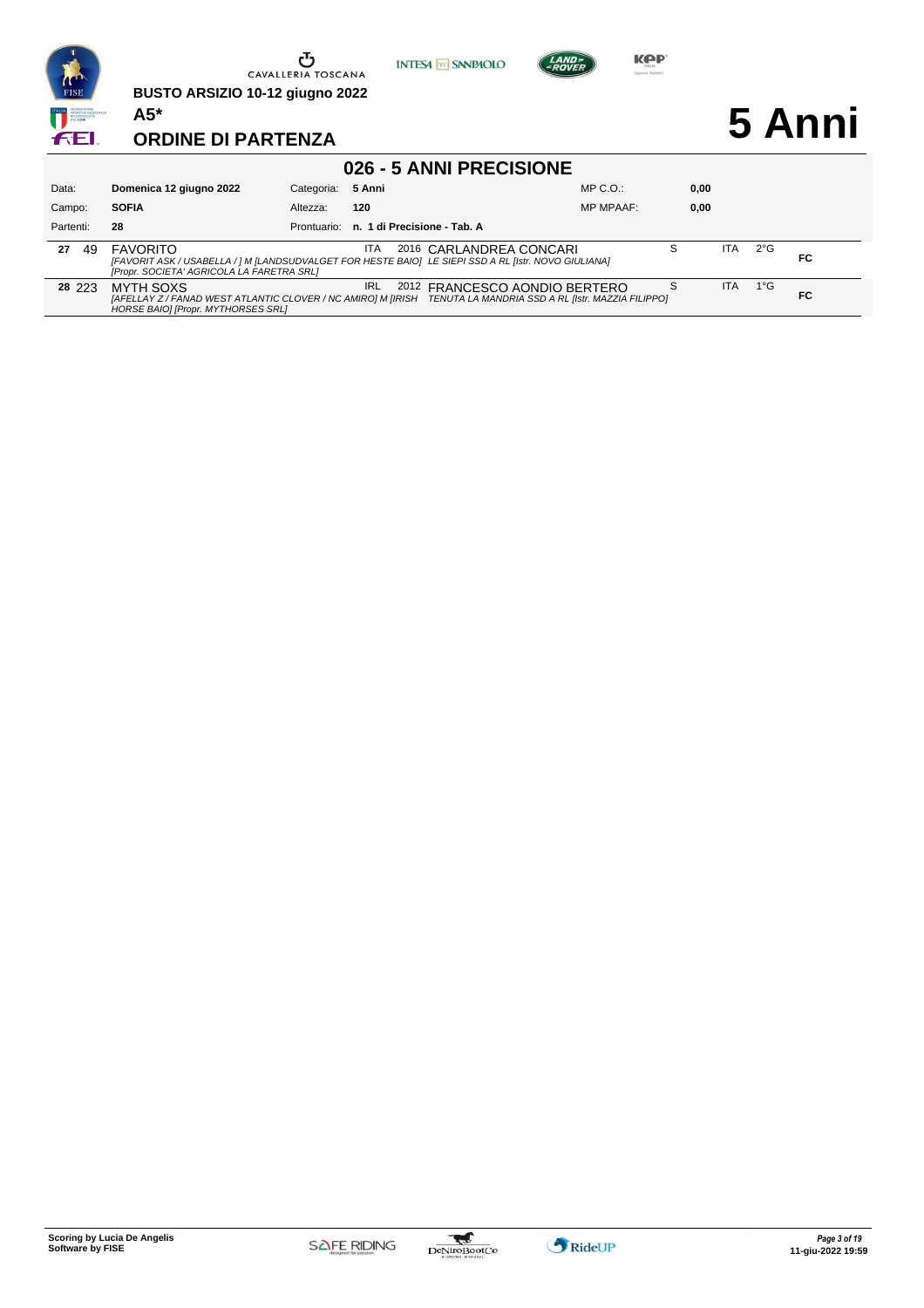BUSTO ARSIZIO 10-12 giugno 2022

**A5***

## ORDINE DI PARTENZA

# 5 Anni

## 026 - 5 ANNI PRECISIONE

| | | | | | |
|---|---|---|---|---|---|
| Data: | **Domenica 12 giugno 2022** | Categoria: | **5 Anni** | MP C.O.: | **0,00** |
| Campo: | **SOFIA** | Altezza: | **120** | MP MPAAF: | **0,00** |
| Partenti: | **28** | Prontuario: | **n. 1 di Precisione - Tab. A** | | |

| | | | | | | | | | |
|---|---|---|---|---|---|---|---|---|---|
| **27** | 49 | FAVORITO<br>*[FAVORIT ASK / USABELLA / ] M [LANDSUDVALGET FOR HESTE BAIO] LE SIEPI SSD A RL [Istr. NOVO GIULIANA]*<br>*[Propr. SOCIETA' AGRICOLA LA FARETRA SRL]* | ITA | 2016 | CARLANDREA CONCARI | S | ITA | 2°G | FC |
| **28** | 223 | MYTH SOXS<br>*[AFELLAY Z / FANAD WEST ATLANTIC CLOVER / NC AMIRO] M [IRISH HORSE BAIO] [Propr. MYTHORSES SRL]* TENUTA LA MANDRIA SSD A RL [Istr. MAZZIA FILIPPO] | IRL | 2012 | FRANCESCO AONDIO BERTERO | S | ITA | 1°G | FC |

Scoring by Lucia De Angelis
Software by FISE

11-giu-2022 19:59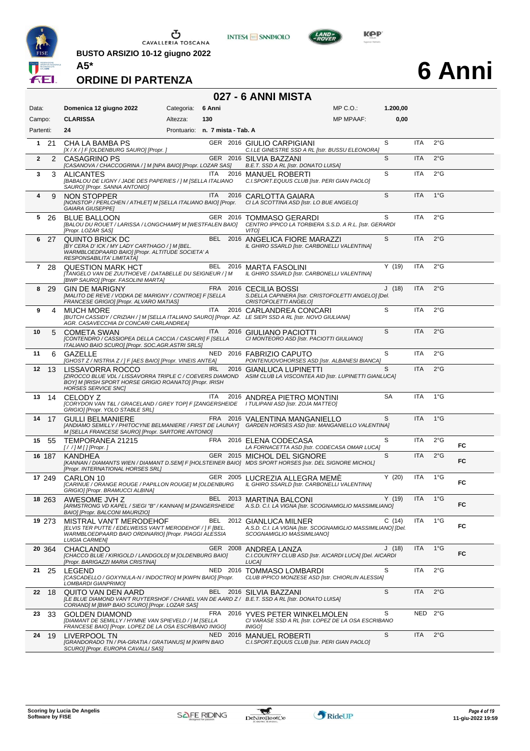BUSTO ARSIZIO 10-12 giugno 2022

**A5***

## ORDINE DI PARTENZA

# 6 Anni

## 027 - 6 ANNI MISTA

| | | | | | |
|---|---|---|---|---|---|
| Data: | **Domenica 12 giugno 2022** | Categoria: | **6 Anni** | MP C.O.: | **1.200,00** |
| Campo: | **CLARISSA** | Altezza: | **130** | MP MPAAF: | **0,00** |
| Partenti: | **24** | Prontuario: | **n. 7 mista - Tab. A** | | |

| # | N. | Cavallo | Naz. | Anno | Cavaliere | Pat. | Naz. | Gr. | |
|---|---|---|---|---|---|---|---|---|---|
| 1 | 21 | CHA LA BAMBA PS<br>*[X / X / ] F [OLDENBURG SAURO] [Propr. ]* | GER | 2016 | GIULIO CARPIGIANI<br>*C.I.LE GINESTRE SSD A RL [Istr. BUSSU ELEONORA]* | S | ITA | 2°G | |
| 2 | 2 | CASAGRINO PS<br>*[CASANOVA / CHACCOGRINA / ] M [NPA BAIO] [Propr. LOZAR SAS]* | GER | 2016 | SILVIA BAZZANI<br>*B.E.T. SSD A RL [Istr. DONATO LUISA]* | S | ITA | 2°G | |
| 3 | 3 | ALICANTES<br>*[BABALOU DE LIGNY / JADE DES PAPERIES / ] M [SELLA ITALIANO SAURO] [Propr. SANNA ANTONIO]* | ITA | 2016 | MANUEL ROBERTI<br>*C.I.SPORT.EQUUS CLUB [Istr. PERI GIAN PAOLO]* | S | ITA | 2°G | |
| 4 | 9 | NON STOPPER<br>*[NONSTOP / PERLCHEN / ATHLET] M [SELLA ITALIANO BAIO] [Propr. GAIARA GIUSEPPE]* | ITA | 2016 | CARLOTTA GAIARA<br>*CI LA SCOTTINA ASD [Istr. LO BUE ANGELO]* | S | ITA | 1°G | |
| 5 | 26 | BLUE BALLOON<br>*[BALOU DU ROUET / LARISSA / LONGCHAMP] M [WESTFALEN BAIO] [Propr. LOZAR SAS]* | GER | 2016 | TOMMASO GERARDI<br>*CENTRO IPPICO LA TORBIERA S.S.D. A R.L. [Istr. GERARDI VITO]* | S | ITA | 2°G | |
| 6 | 27 | QUINTO BRICK DC<br>*[BY CERA D' ICK / MY LADY CARTHAGO / ] M [BEL. WARMBLOEDPAARD BAIO] [Propr. ALTITUDE SOCIETA' A RESPONSABILITA' LIMITATA]* | BEL | 2016 | ANGELICA FIORE MARAZZI<br>*IL GHIRO SSARLD [Istr. CARBONELLI VALENTINA]* | S | ITA | 2°G | |
| 7 | 28 | QUESTION MARK HCT<br>*[TANGELO VAN DE ZUUTHOEVE / DATABELLE DU SEIGNEUR / ] M [BWP SAURO] [Propr. FASOLINI MARTA]* | BEL | 2016 | MARTA FASOLINI<br>*IL GHIRO SSARLD [Istr. CARBONELLI VALENTINA]* | Y (19) | ITA | 2°G | |
| 8 | 29 | GIN DE MARIGNY<br>*[MALITO DE REVE / VODKA DE MARIGNY / CONTROE] F [SELLA FRANCESE GRIGIO] [Propr. ALVARO MATIAS]* | FRA | 2016 | CECILIA BOSSI<br>*S.DELLA CAPINERA [Istr. CRISTOFOLETTI ANGELO] [Del. CRISTOFOLETTI ANGELO]* | J (18) | ITA | 2°G | |
| 9 | 4 | MUCH MORE<br>*[BUTCH CASSIDY / CRIZIAH / ] M [SELLA ITALIANO SAURO] [Propr. AZ. AGR. CASAVECCHIA DI CONCARI CARLANDREA]* | ITA | 2016 | CARLANDREA CONCARI<br>*LE SIEPI SSD A RL [Istr. NOVO GIULIANA]* | S | ITA | 2°G | |
| 10 | 5 | COMETA SWAN<br>*[CONTENDRO / CASSIOPEA DELLA CACCIA / CASCARI] F [SELLA ITALIANO BAIO SCURO] [Propr. SOC.AGR.ASTRI SRLS]* | ITA | 2016 | GIULIANO PACIOTTI<br>*CI MONTEORO ASD [Istr. PACIOTTI GIULIANO]* | S | ITA | 2°G | |
| 11 | 6 | GAZELLE<br>*[GHOST Z / NISTRIA Z / ] F [AES BAIO] [Propr. VINEIS ANTEA]* | NED | 2016 | FABRIZIO CAPUTO<br>*PONTENUOVOHORSES ASD [Istr. ALBANESI BIANCA]* | S | ITA | 2°G | |
| 12 | 13 | LISSAVORRA ROCCO<br>*[ZIROCCO BLUE VDL / LISSAVORRA TRIPLE C / COEVERS DIAMOND BOY] M [IRISH SPORT HORSE GRIGIO ROANATO] [Propr. IRISH HORSES SERVICE SNC]* | IRL | 2016 | GIANLUCA LUPINETTI<br>*ASIM CLUB LA VISCONTEA AID [Istr. LUPINETTI GIANLUCA]* | S | ITA | 2°G | |
| 13 | 14 | CELODY Z<br>*[CORYDON VAN T&L / GRACELAND / GREY TOP] F [ZANGERSHEIDE GRIGIO] [Propr. YOLO STABLE SRL]* | ITA | 2016 | ANDREA PIETRO MONTINI<br>*I TULIPANI ASD [Istr. ZOJA MATTEO]* | SA | ITA | 1°G | |
| 14 | 17 | GULLI BELMANIERE<br>*[ANDIAMO SEMILLY / PHITOCYNE BELMANIERE / FIRST DE LAUNAY] M [SELLA FRANCESE SAURO] [Propr. SARTORE ANTONIO]* | FRA | 2016 | VALENTINA MANGANIELLO<br>*GARDEN HORSES ASD [Istr. MANGANIELLO VALENTINA]* | S | ITA | 1°G | |
| 15 | 55 | TEMPORANEA 21215<br>*[ / / ] M [ ] [Propr. ]* | FRA | 2016 | ELENA CODECASA<br>*LA FORNACETTA ASD [Istr. CODECASA OMAR LUCA]* | S | ITA | 2°G | FC |
| 16 | 187 | KANDHEA<br>*[KANNAN / DIAMANTS WIEN / DIAMANT D.SEM] F [HOLSTEINER BAIO] [Propr. INTERNATIONAL HORSES SRL]* | GER | 2015 | MICHOL DEL SIGNORE<br>*MDS SPORT HORSES [Istr. DEL SIGNORE MICHOL]* | S | ITA | 2°G | FC |
| 17 | 249 | CARLON 10<br>*[CARINUE / ORANGE ROUGE / PAPILLON ROUGE] M [OLDENBURG GRIGIO] [Propr. BRAMUCCI ALBINA]* | GER | 2005 | LUCREZIA ALLEGRA MEMÈ<br>*IL GHIRO SSARLD [Istr. CARBONELLI VALENTINA]* | Y (20) | ITA | 1°G | FC |
| 18 | 263 | AWESOME JVH Z<br>*[ARMSTRONG VD KAPEL / SIEGI "B" / KANNAN] M [ZANGERSHEIDE BAIO] [Propr. BALCONI MAURIZIO]* | BEL | 2013 | MARTINA BALCONI<br>*A.S.D. C.I. LA VIGNA [Istr. SCOGNAMIGLIO MASSIMILIANO]* | Y (19) | ITA | 1°G | FC |
| 19 | 273 | MISTRAL VAN'T MERODEHOF<br>*[ELVIS TER PUTTE / EDELWEISS VAN'T MERODEHOF / ] F [BEL. WARMBLOEDPAARD BAIO ORDINARIO] [Propr. PIAGGI ALESSIA LUIGIA CARMEN]* | BEL | 2012 | GIANLUCA MILNER<br>*A.S.D. C.I. LA VIGNA [Istr. SCOGNAMIGLIO MASSIMILIANO] [Del. SCOGNAMIGLIO MASSIMILIANO]* | C (14) | ITA | 1°G | FC |
| 20 | 364 | CHACLANDO<br>*[CHACCO BLUE / KIRIGOLD / LANDGOLD] M [OLDENBURG BAIO] [Propr. BARIGAZZI MARIA CRISTINA]* | GER | 2008 | ANDREA LANZA<br>*C.I.COUNTRY CLUB ASD [Istr. AICARDI LUCA] [Del. AICARDI LUCA]* | J (18) | ITA | 1°G | FC |
| 21 | 25 | LEGEND<br>*[CASCADELLO / GOXYNULA-N / INDOCTRO] M [KWPN BAIO] [Propr. LOMBARDI GIANPRIMO]* | NED | 2016 | TOMMASO LOMBARDI<br>*CLUB IPPICO MONZESE ASD [Istr. CHIORLIN ALESSIA]* | S | ITA | 2°G | |
| 22 | 18 | QUITO VAN DEN AARD<br>*[LE BLUE DIAMOND VAN'T RUYTERSHOF / CHANEL VAN DE AARD Z / CORIAND] M [BWP BAIO SCURO] [Propr. LOZAR SAS]* | BEL | 2016 | SILVIA BAZZANI<br>*B.E.T. SSD A RL [Istr. DONATO LUISA]* | S | ITA | 2°G | |
| 23 | 33 | GOLDEN DIAMOND<br>*[DIAMANT DE SEMILLY / HYMNE VAN SPIEVELD / ] M [SELLA FRANCESE BAIO] [Propr. LOPEZ DE LA OSA ESCRIBANO INIGO]* | FRA | 2016 | YVES PETER WINKELMOLEN<br>*CI VARASE SSD A RL [Istr. LOPEZ DE LA OSA ESCRIBANO INIGO]* | S | NED | 2°G | |
| 24 | 19 | LIVERPOOL TN<br>*[GRANDORADO TN / PIA-GRATIA / GRATIANUS] M [KWPN BAIO SCURO] [Propr. EUROPA CAVALLI SAS]* | NED | 2016 | MANUEL ROBERTI<br>*C.I.SPORT.EQUUS CLUB [Istr. PERI GIAN PAOLO]* | S | ITA | 2°G | |

**Scoring by Lucia De Angelis**
**Software by FISE**

11-giu-2022 19:59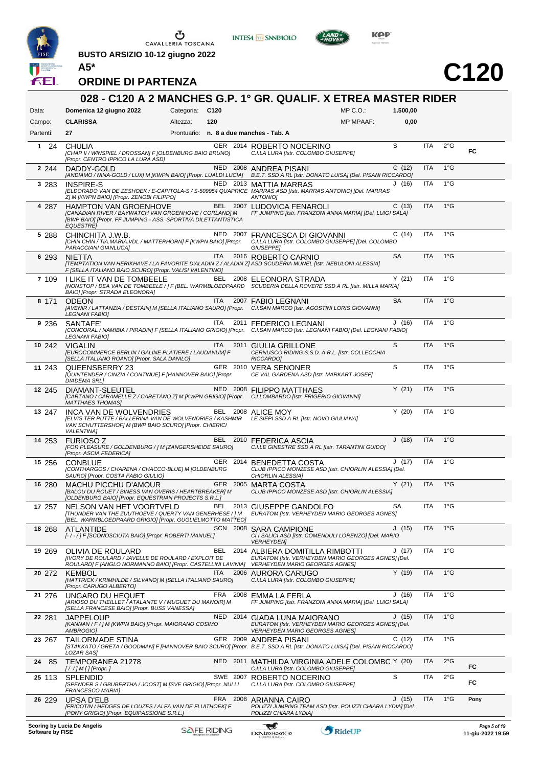BUSTO ARSIZIO 10-12 giugno 2022

A5*

# ORDINE DI PARTENZA

# C120

## 028 - C120 A 2 MANCHES G.P. 1° GR. QUALIF. X ETREA MASTER RIDER

| | | | | | |
|---|---|---|---|---|---|
| Data: | Domenica 12 giugno 2022 | Categoria: | C120 | MP C.O.: | 1.500,00 |
| Campo: | CLARISSA | Altezza: | 120 | MP MPAAF: | 0,00 |
| Partenti: | 27 | Prontuario: | n. 8 a due manches - Tab. A | | |

| # | N. | Cavallo | Naz. | Anno | Cavaliere | Cat. | Naz. | Grado | Note |
|---|---|---|---|---|---|---|---|---|---|
| 1 | 24 | CHULIA *[CHAP II / WINSPIEL / DROSSAN] F [OLDENBURG BAIO BRUNO] [Propr. CENTRO IPPICO LA LURA ASD]* | GER | 2014 | ROBERTO NOCERINO *C.I.LA LURA [Istr. COLOMBO GIUSEPPE]* | S | ITA | 2°G | FC |
| 2 | 244 | DADDY-GOLD *[ANDIAMO / NINA-GOLD / LUX] M [KWPN BAIO] [Propr. LUALDI LUCIA]* | NED | 2008 | ANDREA PISANI *B.E.T. SSD A RL [Istr. DONATO LUISA] [Del. PISANI RICCARDO]* | C (12) | ITA | 1°G | |
| 3 | 283 | INSPIRE-S *[ELDORADO VAN DE ZESHOEK / E-CAPITOLA-S / S-509954 QUAPRICE Z] M [KWPN BAIO] [Propr. ZENOBI FILIPPO]* | NED | 2013 | MATTIA MARRAS *MARRAS ASD [Istr. MARRAS ANTONIO] [Del. MARRAS ANTONIO]* | J (16) | ITA | 1°G | |
| 4 | 287 | HAMPTON VAN GROENHOVE *[CANADIAN RIVER / BAYWATCH VAN GROENHOVE / CORLAND] M [BWP BAIO] [Propr. FF JUMPING - ASS. SPORTIVA DILETTANTISTICA EQUESTRE]* | BEL | 2007 | LUDOVICA FENAROLI *FF JUMPING [Istr. FRANZONI ANNA MARIA] [Del. LUIGI SALA]* | C (13) | ITA | 1°G | |
| 5 | 288 | CHINCHITA J.W.B. *[CHIN CHIN / TIA.MARIA.VDL / MATTERHORN] F [KWPN BAIO] [Propr. PARACCIANI GIANLUCA]* | NED | 2007 | FRANCESCA DI GIOVANNI *C.I.LA LURA [Istr. COLOMBO GIUSEPPE] [Del. COLOMBO GIUSEPPE]* | C (14) | ITA | 1°G | |
| 6 | 293 | NIETTA *[TEMPTATION VAN HERIKHAVE / LA FAVORITE D'ALADIN Z / ALADIN Z] F [SELLA ITALIANO BAIO SCURO] [Propr. VALISI VALENTINO]* | ITA | 2016 | ROBERTO CARNIO *ASD SCUDERIA MUNEL [Istr. NEBULONI ALESSIA]* | SA | ITA | 1°G | |
| 7 | 109 | I LIKE IT VAN DE TOMBEELE *[NONSTOP / DEA VAN DE TOMBEELE / ] F [BEL. WARMBLOEDPAARD BAIO] [Propr. STRADA ELEONORA]* | BEL | 2008 | ELEONORA STRADA *SCUDERIA DELLA ROVERE SSD A RL [Istr. MILLA MARIA]* | Y (21) | ITA | 1°G | |
| 8 | 171 | ODEON *[AVENIR / LATTANZIA / DESTAIN] M [SELLA ITALIANO SAURO] [Propr. LEGNANI FABIO]* | ITA | 2007 | FABIO LEGNANI *C.I.SAN MARCO [Istr. AGOSTINI LORIS GIOVANNI]* | SA | ITA | 1°G | |
| 9 | 236 | SANTAFE' *[CONCORAL / NAMIBIA / PIRADIN] F [SELLA ITALIANO GRIGIO] [Propr. LEGNANI FABIO]* | ITA | 2011 | FEDERICO LEGNANI *C.I.SAN MARCO [Istr. LEGNANI FABIO] [Del. LEGNANI FABIO]* | J (16) | ITA | 1°G | |
| 10 | 242 | VIGALIN *[EUROCOMMERCE BERLIN / GALINE PLATIERE / LAUDANUM] F [SELLA ITALIANO ROANO] [Propr. SALA DANILO]* | ITA | 2011 | GIULIA GRILLONE *CERNUSCO RIDING S.S.D. A R.L. [Istr. COLLECCHIA RICCARDO]* | S | ITA | 1°G | |
| 11 | 243 | QUEENSBERRY 23 *[QUINTENDER / CINZIA / CONTINUE] F [HANNOVER BAIO] [Propr. DIADEMA SRL]* | GER | 2010 | VERA SENONER *CE VAL GARDENA ASD [Istr. MARKART JOSEF]* | S | ITA | 1°G | |
| 12 | 245 | DIAMANT-SLEUTEL *[CARTANO / CARAMELLE Z / CARETANO Z] M [KWPN GRIGIO] [Propr. MATTHAES THOMAS]* | NED | 2008 | FILIPPO MATTHAES *C.I.LOMBARDO [Istr. FRIGERIO GIOVANNI]* | Y (21) | ITA | 1°G | |
| 13 | 247 | INCA VAN DE WOLVENDRIES *[ELVIS TER PUTTE / BALLERINA VAN DE WOLVENDRIES / KASHMIR VAN SCHUTTERSHOF] M [BWP BAIO SCURO] [Propr. CHIERICI VALENTINA]* | BEL | 2008 | ALICE MOY *LE SIEPI SSD A RL [Istr. NOVO GIULIANA]* | Y (20) | ITA | 1°G | |
| 14 | 253 | FURIOSO Z *[FOR PLEASURE / GOLDENBURG / ] M [ZANGERSHEIDE SAURO] [Propr. ASCIA FEDERICA]* | BEL | 2010 | FEDERICA ASCIA *C.I.LE GINESTRE SSD A RL [Istr. TARANTINI GUIDO]* | J (18) | ITA | 1°G | |
| 15 | 256 | CONBLUE *[CONTHARGOS / CHARENA / CHACCO-BLUE] M [OLDENBURG SAURO] [Propr. COSTA FABIO GIULIO]* | GER | 2014 | BENEDETTA COSTA *CLUB IPPICO MONZESE ASD [Istr. CHIORLIN ALESSIA] [Del. CHIORLIN ALESSIA]* | J (17) | ITA | 1°G | |
| 16 | 280 | MACHU PICCHU D'AMOUR *[BALOU DU ROUET / BINESS VAN OVERIS / HEARTBREAKER] M [OLDENBURG BAIO] [Propr. EQUESTRIAN PROJECTS S.R.L.]* | GER | 2005 | MARTA COSTA *CLUB IPPICO MONZESE ASD [Istr. CHIORLIN ALESSIA]* | Y (21) | ITA | 1°G | |
| 17 | 257 | NELSON VAN HET VOORTVELD *[THUNDER VAN THE ZUUTHOEVE / QUERTY VAN GENERHESE / ] M [BEL. WARMBLOEDPAARD GRIGIO] [Propr. GUGLIELMOTTO MATTEO]* | BEL | 2013 | GIUSEPPE GANDOLFO *EURATOM [Istr. VERHEYDEN MARIO GEORGES AGNES]* | SA | ITA | 1°G | |
| 18 | 268 | ATLANTIDE *[- / - / ] F [SCONOSCIUTA BAIO] [Propr. ROBERTI MANUEL]* | SCN | 2008 | SARA CAMPIONE *CI I SALICI ASD [Istr. COMENDULI LORENZO] [Del. MARIO VERHEYDEN]* | J (15) | ITA | 1°G | |
| 19 | 269 | OLIVIA DE ROULARD *[IVORY DE ROULARD / JAVELLE DE ROULARD / EXPLOIT DE ROULARD] F [ANGLO NORMANNO BAIO] [Propr. CASTELLINI LAVINIA]* | BEL | 2014 | ALBIERA DOMITILLA RIMBOTTI *EURATOM [Istr. VERHEYDEN MARIO GEORGES AGNES] [Del. VERHEYDEN MARIO GEORGES AGNES]* | J (17) | ITA | 1°G | |
| 20 | 272 | KEMBOL *[HATTRICK / KRIMHILDE / SILVANO] M [SELLA ITALIANO SAURO] [Propr. CARUGO ALBERTO]* | ITA | 2006 | AURORA CARUGO *C.I.LA LURA [Istr. COLOMBO GIUSEPPE]* | Y (19) | ITA | 1°G | |
| 21 | 276 | UNGARO DU HEQUET *[ARIOSO DU THEILLET / ATALANTE V / MUGUET DU MANOIR] M [SELLA FRANCESE BAIO] [Propr. BUSS VANESSA]* | FRA | 2008 | EMMA LA FERLA *FF JUMPING [Istr. FRANZONI ANNA MARIA] [Del. LUIGI SALA]* | J (16) | ITA | 1°G | |
| 22 | 281 | JAPPELOUP *[KANNAN / F / ] M [KWPN BAIO] [Propr. MAIORANO COSIMO AMBROGIO]* | NED | 2014 | GIADA LUNA MAIORANO *EURATOM [Istr. VERHEYDEN MARIO GEORGES AGNES] [Del. VERHEYDEN MARIO GEORGES AGNES]* | J (15) | ITA | 1°G | |
| 23 | 267 | TAILORMADE STINA *[STAKKATO / GRETA / GOODMAN] F [HANNOVER BAIO SCURO] [Propr. LOZAR SAS]* | GER | 2009 | ANDREA PISANI *B.E.T. SSD A RL [Istr. DONATO LUISA] [Del. PISANI RICCARDO]* | C (12) | ITA | 1°G | |
| 24 | 85 | TEMPORANEA 21278 *[ / / ] M [ ] [Propr. ]* | NED | 2011 | MATHILDA VIRGINIA ADELE COLOMBO *C.I.LA LURA [Istr. COLOMBO GIUSEPPE]* | Y (20) | ITA | 2°G | FC |
| 25 | 113 | SPLENDID *[SPENDER S / GBUBERTHA / JOOST] M [SVE GRIGIO] [Propr. NULLI FRANCESCO MARIA]* | SWE | 2007 | ROBERTO NOCERINO *C.I.LA LURA [Istr. COLOMBO GIUSEPPE]* | S | ITA | 2°G | FC |
| 26 | 229 | UPSA D'ELB *[FRICOTIN / HEDGES DE LOUZES / ALFA VAN DE FLUITHOEK] F [PONY GRIGIO] [Propr. EQUIPASSIONE S.R.L.]* | FRA | 2008 | ARIANNA CAIRO *POLIZZI JUMPING TEAM ASD [Istr. POLIZZI CHIARA LYDIA] [Del. POLIZZI CHIARA LYDIA]* | J (15) | ITA | 1°G | Pony |

Scoring by Lucia De Angelis
Software by FISE

11-giu-2022 19:59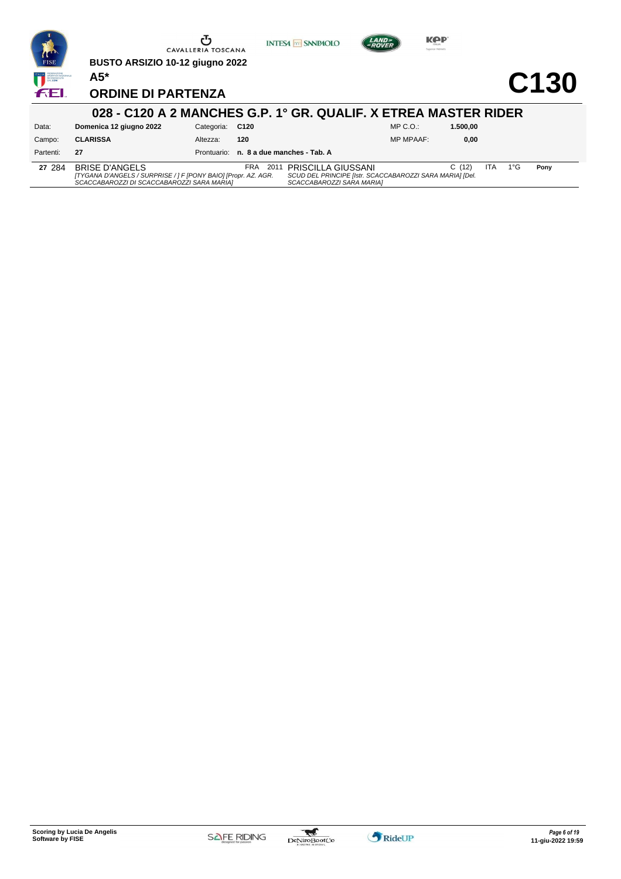BUSTO ARSIZIO 10-12 giugno 2022

A5*

# C130

## ORDINE DI PARTENZA

### 028 - C120 A 2 MANCHES G.P. 1° GR. QUALIF. X ETREA MASTER RIDER

| | | | | | |
|---|---|---|---|---|---|
| Data: | **Domenica 12 giugno 2022** | Categoria: | **C120** | MP C.O.: | **1.500,00** |
| Campo: | **CLARISSA** | Altezza: | **120** | MP MPAAF: | **0,00** |
| Partenti: | **27** | Prontuario: | **n. 8 a due manches - Tab. A** | | |

| | | | | | | | | | |
|---|---|---|---|---|---|---|---|---|---|
| **27** | 284 | BRISE D'ANGELS<br>*[TYGANA D'ANGELS / SURPRISE / ] F [PONY BAIO] [Propr. AZ. AGR. SCACCABAROZZI DI SCACCABAROZZI SARA MARIA]* | FRA 2011 | PRISCILLA GIUSSANI<br>*SCUD DEL PRINCIPE [Istr. SCACCABAROZZI SARA MARIA] [Del. SCACCABAROZZI SARA MARIA]* | C (12) | ITA | 1°G | **Pony** |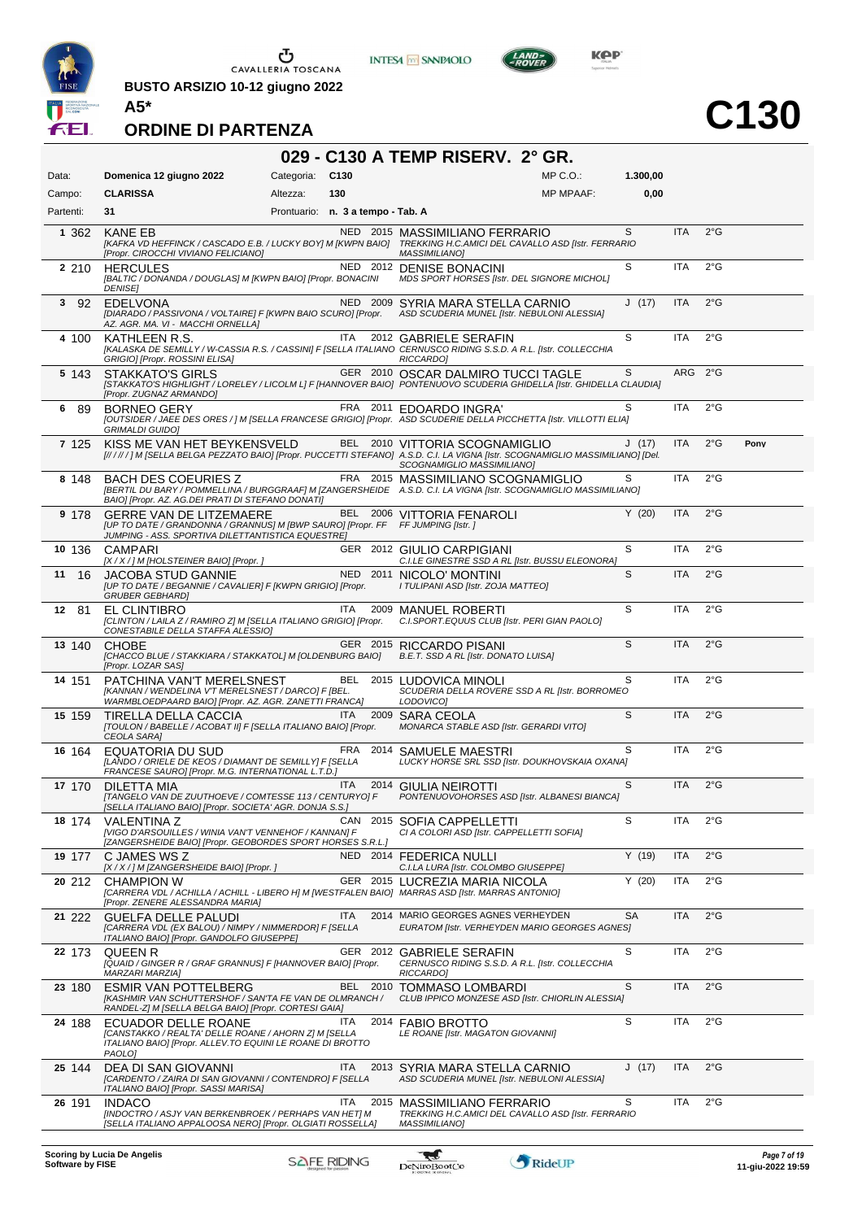BUSTO ARSIZIO 10-12 giugno 2022

**A5***

# ORDINE DI PARTENZA

# C130

## 029 - C130 A TEMP RISERV. 2° GR.

| | | | | | |
|---|---|---|---|---|---|
| Data: | **Domenica 12 giugno 2022** | Categoria: | **C130** | MP C.O.: | **1.300,00** |
| Campo: | **CLARISSA** | Altezza: | **130** | MP MPAAF: | **0,00** |
| Partenti: | **31** | Prontuario: | **n. 3 a tempo - Tab. A** | | |

| N. | Testiera | Cavallo | Naz. | Anno | Cavaliere | Cat. | Naz. | Gr. | |
|---|---|---|---|---|---|---|---|---|---|
| 1 | 362 | KANE EB *[KAFKA VD HEFFINCK / CASCADO E.B. / LUCKY BOY] M [KWPN BAIO] [Propr. CIROCCHI VIVIANO FELICIANO]* | NED | 2015 | MASSIMILIANO FERRARIO *TREKKING H.C.AMICI DEL CAVALLO ASD [Istr. FERRARIO MASSIMILIANO]* | S | ITA | 2°G | |
| 2 | 210 | HERCULES *[BALTIC / DONANDA / DOUGLAS] M [KWPN BAIO] [Propr. BONACINI DENISE]* | NED | 2012 | DENISE BONACINI *MDS SPORT HORSES [Istr. DEL SIGNORE MICHOL]* | S | ITA | 2°G | |
| 3 | 92 | EDELVONA *[DIARADO / PASSIVONA / VOLTAIRE] F [KWPN BAIO SCURO] [Propr. AZ. AGR. MA. VI - MACCHI ORNELLA]* | NED | 2009 | SYRIA MARA STELLA CARNIO *ASD SCUDERIA MUNEL [Istr. NEBULONI ALESSIA]* | J (17) | ITA | 2°G | |
| 4 | 100 | KATHLEEN R.S. *[KALASKA DE SEMILLY / W-CASSIA R.S. / CASSINI] F [SELLA ITALIANO GRIGIO] [Propr. ROSSINI ELISA]* | ITA | 2012 | GABRIELE SERAFIN *CERNUSCO RIDING S.S.D. A R.L. [Istr. COLLECCHIA RICCARDO]* | S | ITA | 2°G | |
| 5 | 143 | STAKKATO'S GIRLS *[STAKKATO'S HIGHLIGHT / LORELEY / LICOLM L] F [HANNOVER BAIO] [Propr. ZUGNAZ ARMANDO]* | GER | 2010 | OSCAR DALMIRO TUCCI TAGLE *PONTENUOVO SCUDERIA GHIDELLA [Istr. GHIDELLA CLAUDIA]* | S | ARG | 2°G | |
| 6 | 89 | BORNEO GERY *[OUTSIDER / JAEE DES ORES / ] M [SELLA FRANCESE GRIGIO] [Propr. GRIMALDI GUIDO]* | FRA | 2011 | EDOARDO INGRA' *ASD SCUDERIE DELLA PICCHETTA [Istr. VILLOTTI ELIA]* | S | ITA | 2°G | |
| 7 | 125 | KISS ME VAN HET BEYKENSVELD *[// / // / ] M [SELLA BELGA PEZZATO BAIO] [Propr. PUCCETTI STEFANO] [Del. SCOGNAMIGLIO MASSIMILIANO]* | BEL | 2010 | VITTORIA SCOGNAMIGLIO *A.S.D. C.I. LA VIGNA [Istr. SCOGNAMIGLIO MASSIMILIANO]* | J (17) | ITA | 2°G | Pony |
| 8 | 148 | BACH DES COEURIES Z *[BERTIL DU BARY / POMMELLINA / BURGGRAAF] M [ZANGERSHEIDE BAIO] [Propr. AZ. AG.DEI PRATI DI STEFANO DONATI]* | FRA | 2015 | MASSIMILIANO SCOGNAMIGLIO *A.S.D. C.I. LA VIGNA [Istr. SCOGNAMIGLIO MASSIMILIANO]* | S | ITA | 2°G | |
| 9 | 178 | GERRE VAN DE LITZEMAERE *[UP TO DATE / GRANDONNA / GRANNUS] M [BWP SAURO] [Propr. FF JUMPING - ASS. SPORTIVA DILETTANTISTICA EQUESTRE]* | BEL | 2006 | VITTORIA FENAROLI *FF JUMPING [Istr. ]* | Y (20) | ITA | 2°G | |
| 10 | 136 | CAMPARI *[X / X / ] M [HOLSTEINER BAIO] [Propr. ]* | GER | 2012 | GIULIO CARPIGIANI *C.I.LE GINESTRE SSD A RL [Istr. BUSSU ELEONORA]* | S | ITA | 2°G | |
| 11 | 16 | JACOBA STUD GANNIE *[UP TO DATE / BEGANNIE / CAVALIER] F [KWPN GRIGIO] [Propr. GRUBER GEBHARD]* | NED | 2011 | NICOLO' MONTINI *I TULIPANI ASD [Istr. ZOJA MATTEO]* | S | ITA | 2°G | |
| 12 | 81 | EL CLINTIBRO *[CLINTON / LAILA Z / RAMIRO Z] M [SELLA ITALIANO GRIGIO] [Propr. CONESTABILE DELLA STAFFA ALESSIO]* | ITA | 2009 | MANUEL ROBERTI *C.I.SPORT.EQUUS CLUB [Istr. PERI GIAN PAOLO]* | S | ITA | 2°G | |
| 13 | 140 | CHOBE *[CHACCO BLUE / STAKKIARA / STAKKATOL] M [OLDENBURG BAIO] [Propr. LOZAR SAS]* | GER | 2015 | RICCARDO PISANI *B.E.T. SSD A RL [Istr. DONATO LUISA]* | S | ITA | 2°G | |
| 14 | 151 | PATCHINA VAN'T MERELSNEST *[KANNAN / WENDELINA V'T MERELSNEST / DARCO] F [BEL. WARMBLOEDPAARD BAIO] [Propr. AZ. AGR. ZANETTI FRANCA]* | BEL | 2015 | LUDOVICA MINOLI *SCUDERIA DELLA ROVERE SSD A RL [Istr. BORROMEO LODOVICO]* | S | ITA | 2°G | |
| 15 | 159 | TIRELLA DELLA CACCIA *[TOULON / BABELLE / ACOBAT II] F [SELLA ITALIANO BAIO] [Propr. CEOLA SARA]* | ITA | 2009 | SARA CEOLA *MONARCA STABLE ASD [Istr. GERARDI VITO]* | S | ITA | 2°G | |
| 16 | 164 | EQUATORIA DU SUD *[LANDO / ORIELE DE KEOS / DIAMANT DE SEMILLY] F [SELLA FRANCESE SAURO] [Propr. M.G. INTERNATIONAL L.T.D.]* | FRA | 2014 | SAMUELE MAESTRI *LUCKY HORSE SRL SSD [Istr. DOUKHOVSKAIA OXANA]* | S | ITA | 2°G | |
| 17 | 170 | DILETTA MIA *[TANGELO VAN DE ZUUTHOEVE / COMTESSE 113 / CENTURYO] F [SELLA ITALIANO BAIO] [Propr. SOCIETA' AGR. DONJA S.S.]* | ITA | 2014 | GIULIA NEIROTTI *PONTENUOVOHORSES ASD [Istr. ALBANESI BIANCA]* | S | ITA | 2°G | |
| 18 | 174 | VALENTINA Z *[VIGO D'ARSOUILLES / WINIA VAN'T VENNEHOF / KANNAN] F [ZANGERSHEIDE BAIO] [Propr. GEOBORDES SPORT HORSES S.R.L.]* | CAN | 2015 | SOFIA CAPPELLETTI *CI A COLORI ASD [Istr. CAPPELLETTI SOFIA]* | S | ITA | 2°G | |
| 19 | 177 | C JAMES WS Z *[X / X / ] M [ZANGERSHEIDE BAIO] [Propr. ]* | NED | 2014 | FEDERICA NULLI *C.I.LA LURA [Istr. COLOMBO GIUSEPPE]* | Y (19) | ITA | 2°G | |
| 20 | 212 | CHAMPION W *[CARRERA VDL / ACHILLA / ACHILL - LIBERO H] M [WESTFALEN BAIO] [Propr. ZENERE ALESSANDRA MARIA]* | GER | 2015 | LUCREZIA MARIA NICOLA *MARRAS ASD [Istr. MARRAS ANTONIO]* | Y (20) | ITA | 2°G | |
| 21 | 222 | GUELFA DELLE PALUDI *[CARRERA VDL (EX BALOU) / NIMPY / NIMMERDOR] F [SELLA ITALIANO BAIO] [Propr. GANDOLFO GIUSEPPE]* | ITA | 2014 | MARIO GEORGES AGNES VERHEYDEN *EURATOM [Istr. VERHEYDEN MARIO GEORGES AGNES]* | SA | ITA | 2°G | |
| 22 | 173 | QUEEN R *[QUAID / GINGER R / GRAF GRANNUS] F [HANNOVER BAIO] [Propr. MARZARI MARZIA]* | GER | 2012 | GABRIELE SERAFIN *CERNUSCO RIDING S.S.D. A R.L. [Istr. COLLECCHIA RICCARDO]* | S | ITA | 2°G | |
| 23 | 180 | ESMIR VAN POTTELBERG *[KASHMIR VAN SCHUTTERSHOF / SAN'TA FE VAN DE OLMRANCH / RANDEL-Z] M [SELLA BELGA BAIO] [Propr. CORTESI GAIA]* | BEL | 2010 | TOMMASO LOMBARDI *CLUB IPPICO MONZESE ASD [Istr. CHIORLIN ALESSIA]* | S | ITA | 2°G | |
| 24 | 188 | ECUADOR DELLE ROANE *[CANSTAKKO / REALTA' DELLE ROANE / AHORN Z] M [SELLA ITALIANO BAIO] [Propr. ALLEV.TO EQUINI LE ROANE DI BROTTO PAOLO]* | ITA | 2014 | FABIO BROTTO *LE ROANE [Istr. MAGATON GIOVANNI]* | S | ITA | 2°G | |
| 25 | 144 | DEA DI SAN GIOVANNI *[CARDENTO / ZAIRA DI SAN GIOVANNI / CONTENDRO] F [SELLA ITALIANO BAIO] [Propr. SASSI MARISA]* | ITA | 2013 | SYRIA MARA STELLA CARNIO *ASD SCUDERIA MUNEL [Istr. NEBULONI ALESSIA]* | J (17) | ITA | 2°G | |
| 26 | 191 | INDACO *[INDOCTRO / ASJY VAN BERKENBROEK / PERHAPS VAN HET] M [SELLA ITALIANO APPALOOSA NERO] [Propr. OLGIATI ROSSELLA]* | ITA | 2015 | MASSIMILIANO FERRARIO *TREKKING H.C.AMICI DEL CAVALLO ASD [Istr. FERRARIO MASSIMILIANO]* | S | ITA | 2°G | |

Scoring by Lucia De Angelis
Software by FISE

11-giu-2022 19:59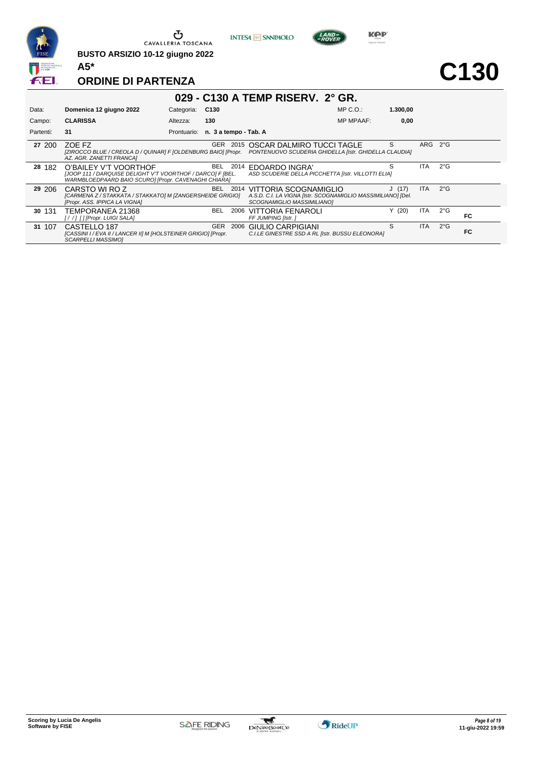BUSTO ARSIZIO 10-12 giugno 2022

**A5***

# ORDINE DI PARTENZA

# C130

## 029 - C130 A TEMP RISERV. 2° GR.

| | | | | | |
|---|---|---|---|---|---|
| Data: | **Domenica 12 giugno 2022** | Categoria: | **C130** | MP C.O.: | **1.300,00** |
| Campo: | **CLARISSA** | Altezza: | **130** | MP MPAAF: | **0,00** |
| Partenti: | **31** | Prontuario: | **n. 3 a tempo - Tab. A** | | |

| Ord. | Num. | Cavallo | Naz. | Anno | Cavaliere | Cat. | Naz. | Gr. | |
|---|---|---|---|---|---|---|---|---|---|
| **27** | 200 | ZOE FZ *[ZIROCCO BLUE / CREOLA D / QUINAR] F [OLDENBURG BAIO] [Propr. AZ. AGR. ZANETTI FRANCA]* | GER | 2015 | OSCAR DALMIRO TUCCI TAGLE *PONTENUOVO SCUDERIA GHIDELLA [Istr. GHIDELLA CLAUDIA]* | S | ARG | 2°G | |
| **28** | 182 | O'BAILEY V'T VOORTHOF *[JOOP 111 / DARQUISE DELIGHT V'T VOORTHOF / DARCO] F [BEL. WARMBLOEDPAARD BAIO SCURO] [Propr. CAVENAGHI CHIARA]* | BEL | 2014 | EDOARDO INGRA' *ASD SCUDERIE DELLA PICCHETTA [Istr. VILLOTTI ELIA]* | S | ITA | 2°G | |
| **29** | 206 | CARSTO WI RO Z *[CARMENA Z / STAKKATA / STAKKATO] M [ZANGERSHEIDE GRIGIO] [Propr. ASS. IPPICA LA VIGNA]* | BEL | 2014 | VITTORIA SCOGNAMIGLIO *A.S.D. C.I. LA VIGNA [Istr. SCOGNAMIGLIO MASSIMILIANO] [Del. SCOGNAMIGLIO MASSIMILIANO]* | J (17) | ITA | 2°G | |
| **30** | 131 | TEMPORANEA 21368 *[ / / ] [ ] [Propr. LUIGI SALA]* | BEL | 2006 | VITTORIA FENAROLI *FF JUMPING [Istr. ]* | Y (20) | ITA | 2°G | **FC** |
| **31** | 107 | CASTELLO 187 *[CASSINI I / EVA II / LANCER II] M [HOLSTEINER GRIGIO] [Propr. SCARPELLI MASSIMO]* | GER | 2006 | GIULIO CARPIGIANI *C.I.LE GINESTRE SSD A RL [Istr. BUSSU ELEONORA]* | S | ITA | 2°G | **FC** |

**Scoring by Lucia De Angelis**
**Software by FISE**

11-giu-2022 19:59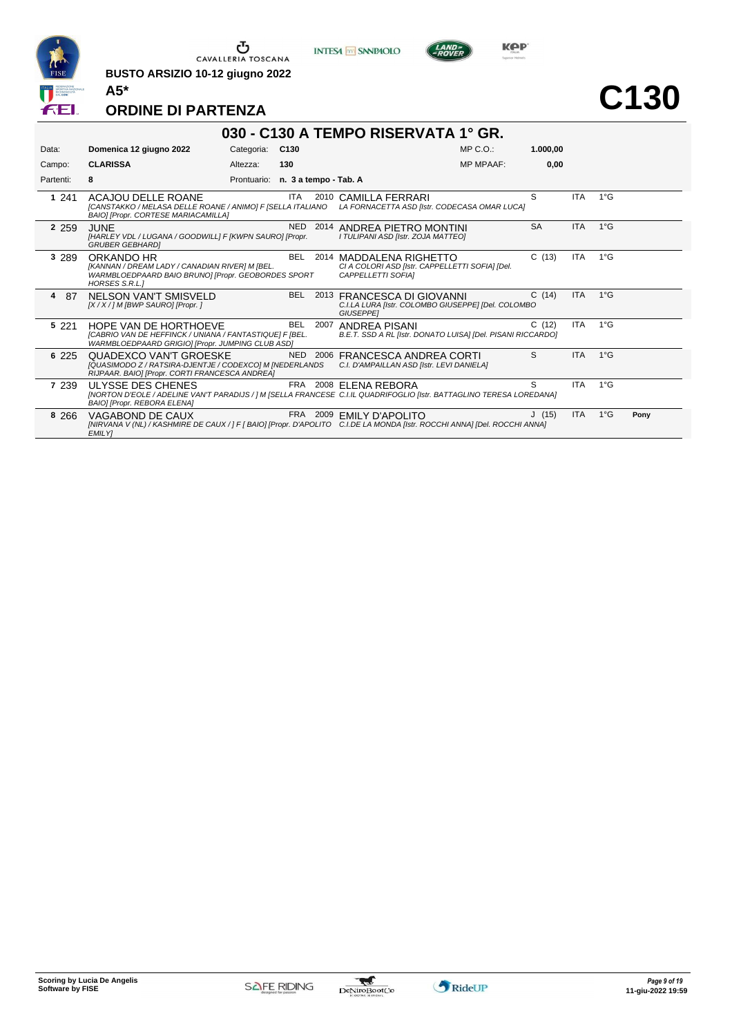BUSTO ARSIZIO 10-12 giugno 2022

A5*

# ORDINE DI PARTENZA

# C130

## 030 - C130 A TEMPO RISERVATA 1° GR.

| | | | | | |
|---|---|---|---|---|---|
| Data: | Domenica 12 giugno 2022 | Categoria: | C130 | MP C.O.: | 1.000,00 |
| Campo: | CLARISSA | Altezza: | 130 | MP MPAAF: | 0,00 |
| Partenti: | 8 | Prontuario: | n. 3 a tempo - Tab. A | | |

| Ord. | Num. | Cavallo | Naz. | Anno | Cavaliere | Cat. | Naz. | Grado | |
|---|---|---|---|---|---|---|---|---|---|
| 1 | 241 | ACAJOU DELLE ROANE *[CANSTAKKO / MELASA DELLE ROANE / ANIMO] F [SELLA ITALIANO BAIO] [Propr. CORTESE MARIACAMILLA]* | ITA | 2010 | CAMILLA FERRARI *LA FORNACETTA ASD [Istr. CODECASA OMAR LUCA]* | S | ITA | 1°G | |
| 2 | 259 | JUNE *[HARLEY VDL / LUGANA / GOODWILL] F [KWPN SAURO] [Propr. GRUBER GEBHARD]* | NED | 2014 | ANDREA PIETRO MONTINI *I TULIPANI ASD [Istr. ZOJA MATTEO]* | SA | ITA | 1°G | |
| 3 | 289 | ORKANDO HR *[KANNAN / DREAM LADY / CANADIAN RIVER] M [BEL. WARMBLOEDPAARD BAIO BRUNO] [Propr. GEOBORDES SPORT HORSES S.R.L.]* | BEL | 2014 | MADDALENA RIGHETTO *CI A COLORI ASD [Istr. CAPPELLETTI SOFIA] [Del. CAPPELLETTI SOFIA]* | C (13) | ITA | 1°G | |
| 4 | 87 | NELSON VAN'T SMISVELD *[X / X / ] M [BWP SAURO] [Propr. ]* | BEL | 2013 | FRANCESCA DI GIOVANNI *C.I.LA LURA [Istr. COLOMBO GIUSEPPE] [Del. COLOMBO GIUSEPPE]* | C (14) | ITA | 1°G | |
| 5 | 221 | HOPE VAN DE HORTHOEVE *[CABRIO VAN DE HEFFINCK / UNIANA / FANTASTIQUE] F [BEL. WARMBLOEDPAARD GRIGIO] [Propr. JUMPING CLUB ASD]* | BEL | 2007 | ANDREA PISANI *B.E.T. SSD A RL [Istr. DONATO LUISA] [Del. PISANI RICCARDO]* | C (12) | ITA | 1°G | |
| 6 | 225 | QUADEXCO VAN'T GROESKE *[QUASIMODO Z / RATSIRA-DJENTJE / CODEXCO] M [NEDERLANDS RIJPAAR. BAIO] [Propr. CORTI FRANCESCA ANDREA]* | NED | 2006 | FRANCESCA ANDREA CORTI *C.I. D'AMPAILLAN ASD [Istr. LEVI DANIELA]* | S | ITA | 1°G | |
| 7 | 239 | ULYSSE DES CHENES *[NORTON D'EOLE / ADELINE VAN'T PARADIJS / ] M [SELLA FRANCESE BAIO] [Propr. REBORA ELENA]* | FRA | 2008 | ELENA REBORA *C.I.IL QUADRIFOGLIO [Istr. BATTAGLINO TERESA LOREDANA]* | S | ITA | 1°G | |
| 8 | 266 | VAGABOND DE CAUX *[NIRVANA V (NL) / KASHMIRE DE CAUX / ] F [ BAIO] [Propr. D'APOLITO EMILY]* | FRA | 2009 | EMILY D'APOLITO *C.I.DE LA MONDA [Istr. ROCCHI ANNA] [Del. ROCCHI ANNA]* | J (15) | ITA | 1°G | Pony |

Scoring by Lucia De Angelis
Software by FISE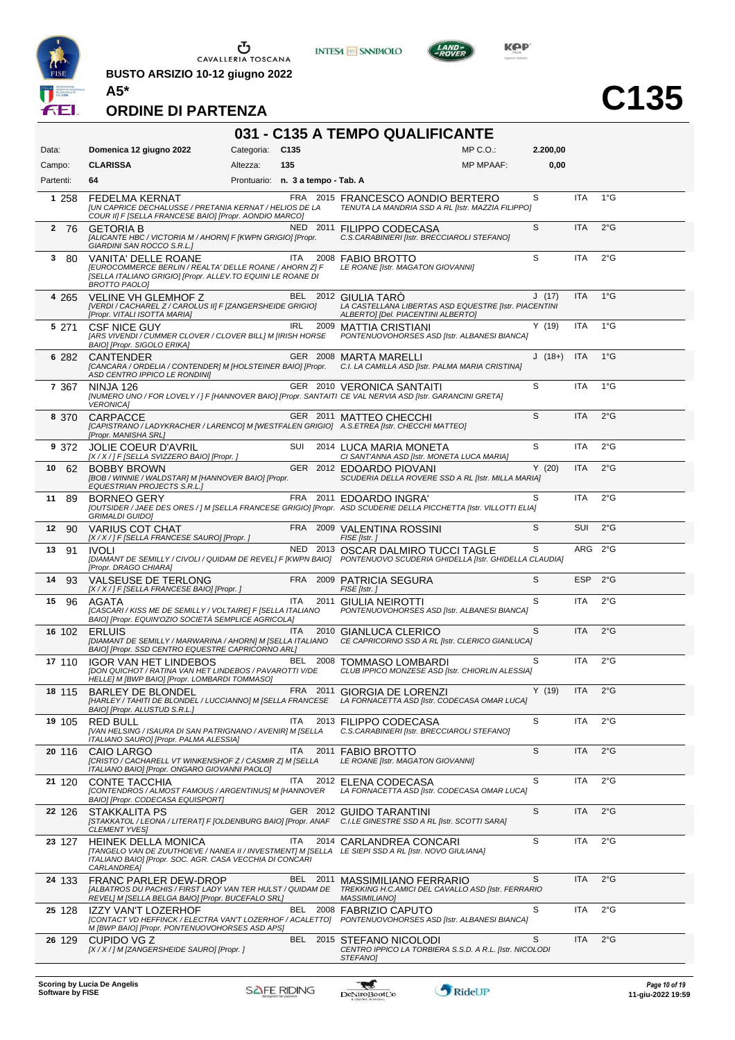BUSTO ARSIZIO 10-12 giugno 2022

A5*

# ORDINE DI PARTENZA

# C135

## 031 - C135 A TEMPO QUALIFICANTE

| | | | | | |
|---|---|---|---|---|---|
| Data: | Domenica 12 giugno 2022 | Categoria: | C135 | MP C.O.: | 2.200,00 |
| Campo: | CLARISSA | Altezza: | 135 | MP MPAAF: | 0,00 |
| Partenti: | 64 | Prontuario: | n. 3 a tempo - Tab. A | | |

| # | N. | Cavallo | Naz. | Anno | Cavaliere | Cat. | Naz. | Grado |
|---|---|---|---|---|---|---|---|---|
| 1 | 258 | FEDELMA KERNAT *[UN CAPRICE DECHALUSSE / PRETANIA KERNAT / HELIOS DE LA COUR II] F [SELLA FRANCESE BAIO] [Propr. AONDIO MARCO]* | FRA | 2015 | FRANCESCO AONDIO BERTERO *TENUTA LA MANDRIA SSD A RL [Istr. MAZZIA FILIPPO]* | S | ITA | 1°G |
| 2 | 76 | GETORIA B *[ALICANTE HBC / VICTORIA M / AHORN] F [KWPN GRIGIO] [Propr. GIARDINI SAN ROCCO S.R.L.]* | NED | 2011 | FILIPPO CODECASA *C.S.CARABINIERI [Istr. BRECCIAROLI STEFANO]* | S | ITA | 2°G |
| 3 | 80 | VANITA' DELLE ROANE *[EUROCOMMERCE BERLIN / REALTA' DELLE ROANE / AHORN Z] F [SELLA ITALIANO GRIGIO] [Propr. ALLEV.TO EQUINI LE ROANE DI BROTTO PAOLO]* | ITA | 2008 | FABIO BROTTO *LE ROANE [Istr. MAGATON GIOVANNI]* | S | ITA | 2°G |
| 4 | 265 | VELINE VH GLEMHOF Z *[VERDI / CACHAREL Z / CAROLUS II] F [ZANGERSHEIDE GRIGIO] [Propr. VITALI ISOTTA MARIA]* | BEL | 2012 | GIULIA TARÒ *LA CASTELLANA LIBERTAS ASD EQUESTRE [Istr. PIACENTINI ALBERTO] [Del. PIACENTINI ALBERTO]* | J (17) | ITA | 1°G |
| 5 | 271 | CSF NICE GUY *[ARS VIVENDI / CUMMER CLOVER / CLOVER BILL] M [IRISH HORSE BAIO] [Propr. SIGOLO ERIKA]* | IRL | 2009 | MATTIA CRISTIANI *PONTENUOVOHORSES ASD [Istr. ALBANESI BIANCA]* | Y (19) | ITA | 1°G |
| 6 | 282 | CANTENDER *[CANCARA / ORDELIA / CONTENDER] M [HOLSTEINER BAIO] [Propr. ASD CENTRO IPPICO LE RONDINI]* | GER | 2008 | MARTA MARELLI *C.I. LA CAMILLA ASD [Istr. PALMA MARIA CRISTINA]* | J (18+) | ITA | 1°G |
| 7 | 367 | NINJA 126 *[NUMERO UNO / FOR LOVELY / ] F [HANNOVER BAIO] [Propr. SANTAITI VERONICA]* | GER | 2010 | VERONICA SANTAITI *CE VAL NERVIA ASD [Istr. GARANCINI GRETA]* | S | ITA | 1°G |
| 8 | 370 | CARPACCE *[CAPISTRANO / LADYKRACHER / LARENCO] M [WESTFALEN GRIGIO] [Propr. MANISHA SRL]* | GER | 2011 | MATTEO CHECCHI *A.S.ETREA [Istr. CHECCHI MATTEO]* | S | ITA | 2°G |
| 9 | 372 | JOLIE COEUR D'AVRIL *[X / X / ] F [SELLA SVIZZERO BAIO] [Propr. ]* | SUI | 2014 | LUCA MARIA MONETA *CI SANT'ANNA ASD [Istr. MONETA LUCA MARIA]* | S | ITA | 2°G |
| 10 | 62 | BOBBY BROWN *[BOB / WINNIE / WALDSTAR] M [HANNOVER BAIO] [Propr. EQUESTRIAN PROJECTS S.R.L.]* | GER | 2012 | EDOARDO PIOVANI *SCUDERIA DELLA ROVERE SSD A RL [Istr. MILLA MARIA]* | Y (20) | ITA | 2°G |
| 11 | 89 | BORNEO GERY *[OUTSIDER / JAEE DES ORES / ] M [SELLA FRANCESE GRIGIO] [Propr. GRIMALDI GUIDO]* | FRA | 2011 | EDOARDO INGRA' *ASD SCUDERIE DELLA PICCHETTA [Istr. VILLOTTI ELIA]* | S | ITA | 2°G |
| 12 | 90 | VARIUS COT CHAT *[X / X / ] F [SELLA FRANCESE SAURO] [Propr. ]* | FRA | 2009 | VALENTINA ROSSINI *FISE [Istr. ]* | S | SUI | 2°G |
| 13 | 91 | IVOLI *[DIAMANT DE SEMILLY / CIVOLI / QUIDAM DE REVEL] F [KWPN BAIO] [Propr. DRAGO CHIARA]* | NED | 2013 | OSCAR DALMIRO TUCCI TAGLE *PONTENUOVO SCUDERIA GHIDELLA [Istr. GHIDELLA CLAUDIA]* | S | ARG | 2°G |
| 14 | 93 | VALSEUSE DE TERLONG *[X / X / ] F [SELLA FRANCESE BAIO] [Propr. ]* | FRA | 2009 | PATRICIA SEGURA *FISE [Istr. ]* | S | ESP | 2°G |
| 15 | 96 | AGATA *[CASCARI / KISS ME DE SEMILLY / VOLTAIRE] F [SELLA ITALIANO BAIO] [Propr. EQUIN'OZIO SOCIETÀ SEMPLICE AGRICOLA]* | ITA | 2011 | GIULIA NEIROTTI *PONTENUOVOHORSES ASD [Istr. ALBANESI BIANCA]* | S | ITA | 2°G |
| 16 | 102 | ERLUIS *[DIAMANT DE SEMILLY / MARWARINA / AHORN] M [SELLA ITALIANO BAIO] [Propr. SSD CENTRO EQUESTRE CAPRICORNO ARL]* | ITA | 2010 | GIANLUCA CLERICO *CE CAPRICORNO SSD A RL [Istr. CLERICO GIANLUCA]* | S | ITA | 2°G |
| 17 | 110 | IGOR VAN HET LINDEBOS *[DON QUICHOT / RATINA VAN HET LINDEBOS / PAVAROTTI V/DE HELLE] M [BWP BAIO] [Propr. LOMBARDI TOMMASO]* | BEL | 2008 | TOMMASO LOMBARDI *CLUB IPPICO MONZESE ASD [Istr. CHIORLIN ALESSIA]* | S | ITA | 2°G |
| 18 | 115 | BARLEY DE BLONDEL *[HARLEY / TAHITI DE BLONDEL / LUCCIANNO] M [SELLA FRANCESE BAIO] [Propr. ALUSTUD S.R.L.]* | FRA | 2011 | GIORGIA DE LORENZI *LA FORNACETTA ASD [Istr. CODECASA OMAR LUCA]* | Y (19) | ITA | 2°G |
| 19 | 105 | RED BULL *[VAN HELSING / ISAURA DI SAN PATRIGNANO / AVENIR] M [SELLA ITALIANO SAURO] [Propr. PALMA ALESSIA]* | ITA | 2013 | FILIPPO CODECASA *C.S.CARABINIERI [Istr. BRECCIAROLI STEFANO]* | S | ITA | 2°G |
| 20 | 116 | CAIO LARGO *[CRISTO / CACHARELL VT WINKENSHOF Z / CASMIR Z] M [SELLA ITALIANO BAIO] [Propr. ONGARO GIOVANNI PAOLO]* | ITA | 2011 | FABIO BROTTO *LE ROANE [Istr. MAGATON GIOVANNI]* | S | ITA | 2°G |
| 21 | 120 | CONTE TACCHIA *[CONTENDROS / ALMOST FAMOUS / ARGENTINUS] M [HANNOVER BAIO] [Propr. CODECASA EQUISPORT]* | ITA | 2012 | ELENA CODECASA *LA FORNACETTA ASD [Istr. CODECASA OMAR LUCA]* | S | ITA | 2°G |
| 22 | 126 | STAKKALITA PS *[STAKKATOL / LEONA / LITERAT] F [OLDENBURG BAIO] [Propr. ANAF CLEMENT YVES]* | GER | 2012 | GUIDO TARANTINI *C.I.LE GINESTRE SSD A RL [Istr. SCOTTI SARA]* | S | ITA | 2°G |
| 23 | 127 | HEINEK DELLA MONICA *[TANGELO VAN DE ZUUTHOEVE / NANEA II / INVESTMENT] M [SELLA ITALIANO BAIO] [Propr. SOC. AGR. CASA VECCHIA DI CONCARI CARLANDREA]* | ITA | 2014 | CARLANDREA CONCARI *LE SIEPI SSD A RL [Istr. NOVO GIULIANA]* | S | ITA | 2°G |
| 24 | 133 | FRANC PARLER DEW-DROP *[ALBATROS DU PACHIS / FIRST LADY VAN TER HULST / QUIDAM DE REVEL] M [SELLA BELGA BAIO] [Propr. BUCEFALO SRL]* | BEL | 2011 | MASSIMILIANO FERRARIO *TREKKING H.C.AMICI DEL CAVALLO ASD [Istr. FERRARIO MASSIMILIANO]* | S | ITA | 2°G |
| 25 | 128 | IZZY VAN'T LOZERHOF *[CONTACT VD HEFFINCK / ELECTRA VAN'T LOZERHOF / ACALETTO] M [BWP BAIO] [Propr. PONTENUOVOHORSES ASD APS]* | BEL | 2008 | FABRIZIO CAPUTO *PONTENUOVOHORSES ASD [Istr. ALBANESI BIANCA]* | S | ITA | 2°G |
| 26 | 129 | CUPIDO VG Z *[X / X / ] M [ZANGERSHEIDE SAURO] [Propr. ]* | BEL | 2015 | STEFANO NICOLODI *CENTRO IPPICO LA TORBIERA S.S.D. A R.L. [Istr. NICOLODI STEFANO]* | S | ITA | 2°G |

Scoring by Lucia De Angelis
Software by FISE

11-giu-2022 19:59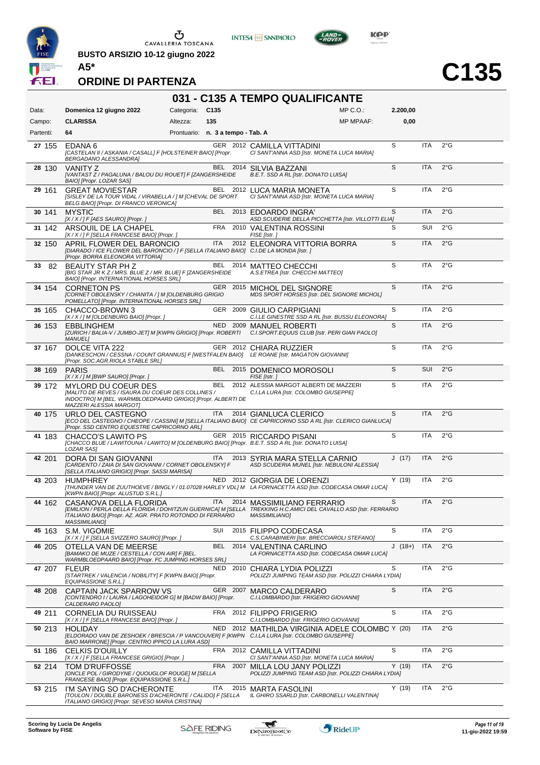**BUSTO ARSIZIO 10-12 giugno 2022**

**A5***

## ORDINE DI PARTENZA

# C135

## 031 - C135 A TEMPO QUALIFICANTE

| | | | | | |
|---|---|---|---|---|---|
| Data: | **Domenica 12 giugno 2022** | Categoria: | **C135** | MP C.O.: | **2.200,00** |
| Campo: | **CLARISSA** | Altezza: | **135** | MP MPAAF: | **0,00** |
| Partenti: | **64** | Prontuario: | **n. 3 a tempo - Tab. A** | | |

| Ord. | Testiera | Cavallo | Naz. | Anno | Cavaliere | Cat. | Naz. | Grado |
|---|---|---|---|---|---|---|---|---|
| 27 | 155 | EDANA 6 *[CASTELAN II / ASKANIA / CASALL] F [HOLSTEINER BAIO] [Propr. BERGADANO ALESSANDRA]* | GER | 2012 | CAMILLA VITTADINI *CI SANT'ANNA ASD [Istr. MONETA LUCA MARIA]* | S | ITA | 2°G |
| 28 | 130 | VANITY Z *[VANTAST Z / PAGALUNA / BALOU DU ROUET] F [ZANGERSHEIDE BAIO] [Propr. LOZAR SAS]* | BEL | 2014 | SILVIA BAZZANI *B.E.T. SSD A RL [Istr. DONATO LUISA]* | S | ITA | 2°G |
| 29 | 161 | GREAT MOVIESTAR *[SISLEY DE LA TOUR VIDAL / VIRABELLA / ] M [CHEVAL DE SPORT BELG BAIO] [Propr. DI FRANCO VERONICA]* | BEL | 2012 | LUCA MARIA MONETA *CI SANT'ANNA ASD [Istr. MONETA LUCA MARIA]* | S | ITA | 2°G |
| 30 | 141 | MYSTIC *[X / X / ] F [AES SAURO] [Propr. ]* | BEL | 2013 | EDOARDO INGRA' *ASD SCUDERIE DELLA PICCHETTA [Istr. VILLOTTI ELIA]* | S | ITA | 2°G |
| 31 | 142 | ARSOUIL DE LA CHAPEL *[X / X / ] F [SELLA FRANCESE BAIO] [Propr. ]* | FRA | 2010 | VALENTINA ROSSINI *FISE [Istr. ]* | S | SUI | 2°G |
| 32 | 150 | APRIL FLOWER DEL BARONCIO *[DIARADO / ICE FLOWER DEL BARONCIO / ] F [SELLA ITALIANO BAIO] [Propr. BORRA ELEONORA VITTORIA]* | ITA | 2012 | ELEONORA VITTORIA BORRA *C.I.DE LA MONDA [Istr. ]* | S | ITA | 2°G |
| 33 | 82 | BEAUTY STAR PH Z *[BIG STAR JR K Z / MRS. BLUE Z / MR. BLUE] F [ZANGERSHEIDE BAIO] [Propr. INTERNATIONAL HORSES SRL]* | BEL | 2014 | MATTEO CHECCHI *A.S.ETREA [Istr. CHECCHI MATTEO]* | S | ITA | 2°G |
| 34 | 154 | CORNETON PS *[CORNET OBOLENSKY / CHANITA / ] M [OLDENBURG GRIGIO POMELLATO] [Propr. INTERNATIONAL HORSES SRL]* | GER | 2015 | MICHOL DEL SIGNORE *MDS SPORT HORSES [Istr. DEL SIGNORE MICHOL]* | S | ITA | 2°G |
| 35 | 165 | CHACCO-BROWN 3 *[X / X / ] M [OLDENBURG BAIO] [Propr. ]* | GER | 2009 | GIULIO CARPIGIANI *C.I.LE GINESTRE SSD A RL [Istr. BUSSU ELEONORA]* | S | ITA | 2°G |
| 36 | 153 | EBBLINGHEM *[ZURICH / BALIA-V / JUMBO-JET] M [KWPN GRIGIO] [Propr. ROBERTI MANUEL]* | NED | 2009 | MANUEL ROBERTI *C.I.SPORT.EQUUS CLUB [Istr. PERI GIAN PAOLO]* | S | ITA | 2°G |
| 37 | 167 | DOLCE VITA 222 *[DANKESCHON / CESSNA / COUNT GRANNUS] F [WESTFALEN BAIO] [Propr. SOC.AGR.RIOLA STABLE SRL]* | GER | 2012 | CHIARA RUZZIER *LE ROANE [Istr. MAGATON GIOVANNI]* | S | ITA | 2°G |
| 38 | 169 | PARIS *[X / X / ] M [BWP SAURO] [Propr. ]* | BEL | 2015 | DOMENICO MOROSOLI *FISE [Istr. ]* | S | SUI | 2°G |
| 39 | 172 | MYLORD DU COEUR DES *[MALITO DE REVES / ISAURA DU COEUR DES COLLINES / INDOCTRO] M [BEL. WARMBLOEDPAARD GRIGIO] [Propr. ALBERTI DE MAZZERI ALESSIA MARGOT]* | BEL | 2012 | ALESSIA MARGOT ALBERTI DE MAZZERI *C.I.LA LURA [Istr. COLOMBO GIUSEPPE]* | S | ITA | 2°G |
| 40 | 175 | URLO DEL CASTEGNO *[ECO DEL CASTEGNO / CHEOPE / CASSINI] M [SELLA ITALIANO BAIO] [Propr. SSD CENTRO EQUESTRE CAPRICORNO ARL]* | ITA | 2014 | GIANLUCA CLERICO *CE CAPRICORNO SSD A RL [Istr. CLERICO GIANLUCA]* | S | ITA | 2°G |
| 41 | 183 | CHACCO'S LAWITO PS *[CHACCO BLUE / LAWITOUNA / LAWITO] M [OLDENBURG BAIO] [Propr. LOZAR SAS]* | GER | 2015 | RICCARDO PISANI *B.E.T. SSD A RL [Istr. DONATO LUISA]* | S | ITA | 2°G |
| 42 | 201 | DORA DI SAN GIOVANNI *[CARDENTO / ZAIA DI SAN GIOVANNI / CORNET OBOLENSKY] F [SELLA ITALIANO GRIGIO] [Propr. SASSI MARISA]* | ITA | 2013 | SYRIA MARA STELLA CARNIO *ASD SCUDERIA MUNEL [Istr. NEBULONI ALESSIA]* | J (17) | ITA | 2°G |
| 43 | 203 | HUMPHREY *[THUNDER VAN DE ZUUTHOEVE / BINGLY / 01.07028 HARLEY VDL] M [KWPN BAIO] [Propr. ALUSTUD S.R.L.]* | NED | 2012 | GIORGIA DE LORENZI *LA FORNACETTA ASD [Istr. CODECASA OMAR LUCA]* | Y (19) | ITA | 2°G |
| 44 | 162 | CASANOVA DELLA FLORIDA *[EMILION / PERLA DELLA FLORIDA / DOHITZUN GUERNICA] M [SELLA ITALIANO BAIO] [Propr. AZ. AGR. PRATO ROTONDO DI FERRARIO MASSIMILIANO]* | ITA | 2014 | MASSIMILIANO FERRARIO *TREKKING H.C.AMICI DEL CAVALLO ASD [Istr. FERRARIO MASSIMILIANO]* | S | ITA | 2°G |
| 45 | 163 | S.M. VIGOMIE *[X / X / ] F [SELLA SVIZZERO SAURO] [Propr. ]* | SUI | 2015 | FILIPPO CODECASA *C.S.CARABINIERI [Istr. BRECCIAROLI STEFANO]* | S | ITA | 2°G |
| 46 | 205 | OTELLA VAN DE MEERSE *[BAMAKO DE MUZE / CESTELLA / CON AIR] F [BEL. WARMBLOEDPAARD BAIO] [Propr. FC JUMPING HORSES SRL]* | BEL | 2014 | VALENTINA CARLINO *LA FORNACETTA ASD [Istr. CODECASA OMAR LUCA]* | J (18+) | ITA | 2°G |
| 47 | 207 | FLEUR *[STARTREK / VALENCIA / NOBILITY] F [KWPN BAIO] [Propr. EQUIPASSIONE S.R.L.]* | NED | 2010 | CHIARA LYDIA POLIZZI *POLIZZI JUMPING TEAM ASD [Istr. POLIZZI CHIARA LYDIA]* | S | ITA | 2°G |
| 48 | 208 | CAPTAIN JACK SPARROW VS *[CONTENDRO I / LAURA / LAGOHEIDOR G] M [BADW BAIO] [Propr. CALDERARO PAOLO]* | GER | 2007 | MARCO CALDERARO *C.I.LOMBARDO [Istr. FRIGERIO GIOVANNI]* | S | ITA | 2°G |
| 49 | 211 | CORNELIA DU RUISSEAU *[X / X / ] F [SELLA FRANCESE BAIO] [Propr. ]* | FRA | 2012 | FILIPPO FRIGERIO *C.I.LOMBARDO [Istr. FRIGERIO GIOVANNI]* | S | ITA | 2°G |
| 50 | 213 | HOLIDAY *[ELDORADO VAN DE ZESHOEK / BRESCIA / P VANCOUVER] F [KWPN BAIO MARRONE] [Propr. CENTRO IPPICO LA LURA ASD]* | NED | 2012 | MATHILDA VIRGINIA ADELE COLOMBO *C.I.LA LURA [Istr. COLOMBO GIUSEPPE]* | Y (20) | ITA | 2°G |
| 51 | 186 | CELKIS D'OUILLY *[X / X / ] F [SELLA FRANCESE GRIGIO] [Propr. ]* | FRA | 2012 | CAMILLA VITTADINI *CI SANT'ANNA ASD [Istr. MONETA LUCA MARIA]* | S | ITA | 2°G |
| 52 | 214 | TOM D'RUFFOSSE *[ONCLE POL / GIRODYNE / QUOUGLOF ROUGE] M [SELLA FRANCESE BAIO] [Propr. EQUIPASSIONE S.R.L.]* | FRA | 2007 | MILLA LOU JANY POLIZZI *POLIZZI JUMPING TEAM ASD [Istr. POLIZZI CHIARA LYDIA]* | Y (19) | ITA | 2°G |
| 53 | 215 | I'M SAYING SO D'ACHERONTE *[TOULON / DOUBLE BARONESS D'ACHERONTE / CALIDO] F [SELLA ITALIANO GRIGIO] [Propr. SEVESO MARIA CRISTINA]* | ITA | 2015 | MARTA FASOLINI *IL GHIRO SSARLD [Istr. CARBONELLI VALENTINA]* | Y (19) | ITA | 2°G |

Scoring by Lucia De Angelis
Software by FISE

11-giu-2022 19:59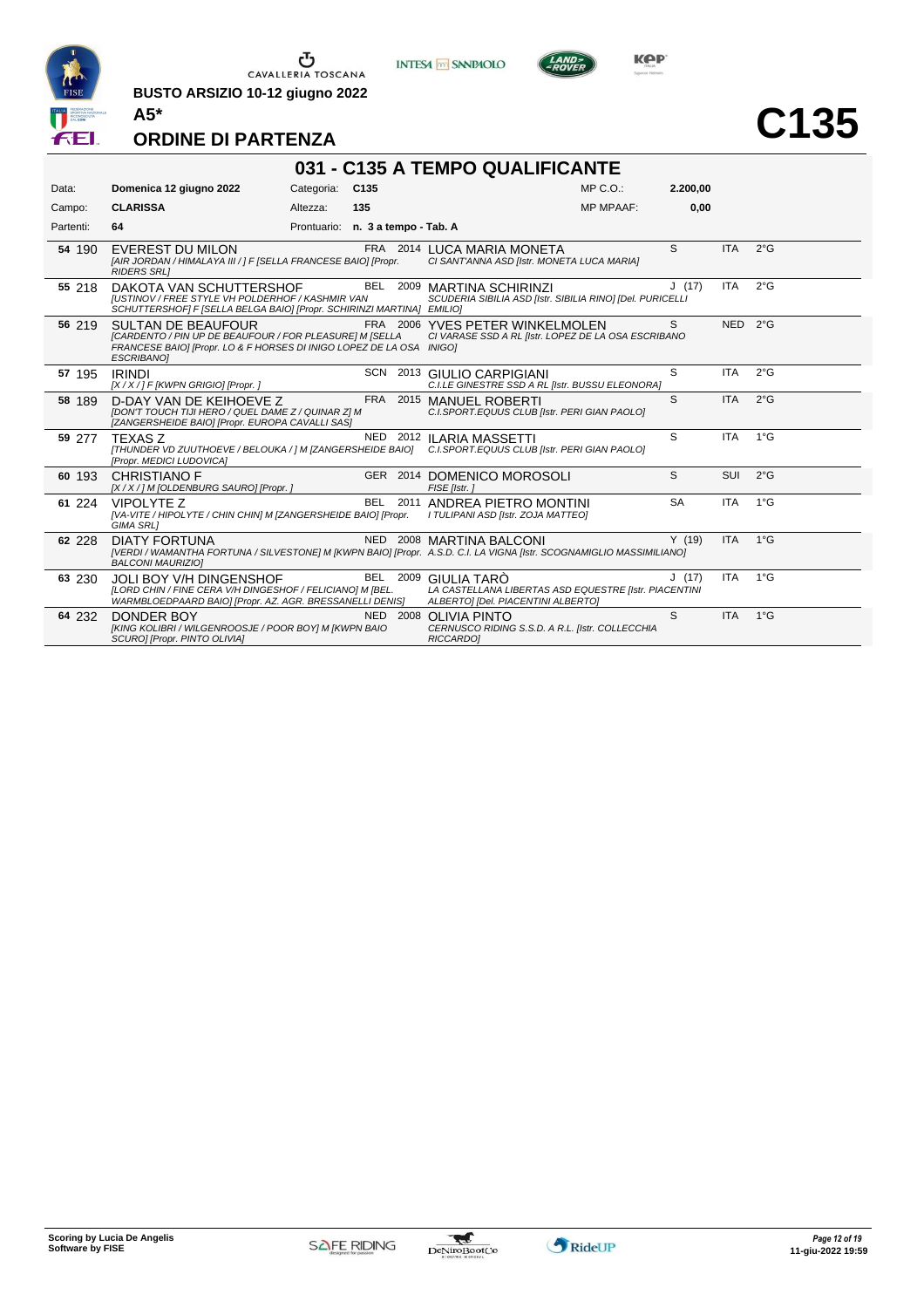BUSTO ARSIZIO 10-12 giugno 2022

A5*

# ORDINE DI PARTENZA

# C135

## 031 - C135 A TEMPO QUALIFICANTE

| | | | | | |
|---|---|---|---|---|---|
| Data: | Domenica 12 giugno 2022 | Categoria: | C135 | MP C.O.: | 2.200,00 |
| Campo: | CLARISSA | Altezza: | 135 | MP MPAAF: | 0,00 |
| Partenti: | 64 | Prontuario: | n. 3 a tempo - Tab. A | | |

| N. | Pett. | Cavallo | Naz. | Anno | Cavaliere | Cat. | Naz. | Grado |
|---|---|---|---|---|---|---|---|---|
| 54 | 190 | EVEREST DU MILON *[AIR JORDAN / HIMALAYA III / ] F [SELLA FRANCESE BAIO] [Propr. RIDERS SRL]* | FRA | 2014 | LUCA MARIA MONETA *CI SANT'ANNA ASD [Istr. MONETA LUCA MARIA]* | S | ITA | 2°G |
| 55 | 218 | DAKOTA VAN SCHUTTERSHOF *[USTINOV / FREE STYLE VH POLDERHOF / KASHMIR VAN SCHUTTERSHOF] F [SELLA BELGA BAIO] [Propr. SCHIRINZI MARTINA]* | BEL | 2009 | MARTINA SCHIRINZI *SCUDERIA SIBILIA ASD [Istr. SIBILIA RINO] [Del. PURICELLI EMILIO]* | J (17) | ITA | 2°G |
| 56 | 219 | SULTAN DE BEAUFOUR *[CARDENTO / PIN UP DE BEAUFOUR / FOR PLEASURE] M [SELLA FRANCESE BAIO] [Propr. LO & F HORSES DI INIGO LOPEZ DE LA OSA ESCRIBANO]* | FRA | 2006 | YVES PETER WINKELMOLEN *CI VARASE SSD A RL [Istr. LOPEZ DE LA OSA ESCRIBANO INIGO]* | S | NED | 2°G |
| 57 | 195 | IRINDI *[X / X / ] F [KWPN GRIGIO] [Propr. ]* | SCN | 2013 | GIULIO CARPIGIANI *C.I.LE GINESTRE SSD A RL [Istr. BUSSU ELEONORA]* | S | ITA | 2°G |
| 58 | 189 | D-DAY VAN DE KEIHOEVE Z *[DON'T TOUCH TIJI HERO / QUEL DAME Z / QUINAR Z] M [ZANGERSHEIDE BAIO] [Propr. EUROPA CAVALLI SAS]* | FRA | 2015 | MANUEL ROBERTI *C.I.SPORT.EQUUS CLUB [Istr. PERI GIAN PAOLO]* | S | ITA | 2°G |
| 59 | 277 | TEXAS Z *[THUNDER VD ZUUTHOEVE / BELOUKA / ] M [ZANGERSHEIDE BAIO] [Propr. MEDICI LUDOVICA]* | NED | 2012 | ILARIA MASSETTI *C.I.SPORT.EQUUS CLUB [Istr. PERI GIAN PAOLO]* | S | ITA | 1°G |
| 60 | 193 | CHRISTIANO F *[X / X / ] M [OLDENBURG SAURO] [Propr. ]* | GER | 2014 | DOMENICO MOROSOLI *FISE [Istr. ]* | S | SUI | 2°G |
| 61 | 224 | VIPOLYTE Z *[VA-VITE / HIPOLYTE / CHIN CHIN] M [ZANGERSHEIDE BAIO] [Propr. GIMA SRL]* | BEL | 2011 | ANDREA PIETRO MONTINI *I TULIPANI ASD [Istr. ZOJA MATTEO]* | SA | ITA | 1°G |
| 62 | 228 | DIATY FORTUNA *[VERDI / WAMANTHA FORTUNA / SILVESTONE] M [KWPN BAIO] [Propr. BALCONI MAURIZIO]* | NED | 2008 | MARTINA BALCONI *A.S.D. C.I. LA VIGNA [Istr. SCOGNAMIGLIO MASSIMILIANO]* | Y (19) | ITA | 1°G |
| 63 | 230 | JOLI BOY V/H DINGENSHOF *[LORD CHIN / FINE CERA V/H DINGESHOF / FELICIANO] M [BEL. WARMBLOEDPAARD BAIO] [Propr. AZ. AGR. BRESSANELLI DENIS]* | BEL | 2009 | GIULIA TARÒ *LA CASTELLANA LIBERTAS ASD EQUESTRE [Istr. PIACENTINI ALBERTO] [Del. PIACENTINI ALBERTO]* | J (17) | ITA | 1°G |
| 64 | 232 | DONDER BOY *[KING KOLIBRI / WILGENROOSJE / POOR BOY] M [KWPN BAIO SCURO] [Propr. PINTO OLIVIA]* | NED | 2008 | OLIVIA PINTO *CERNUSCO RIDING S.S.D. A R.L. [Istr. COLLECCHIA RICCARDO]* | S | ITA | 1°G |

Scoring by Lucia De Angelis
Software by FISE

11-giu-2022 19:59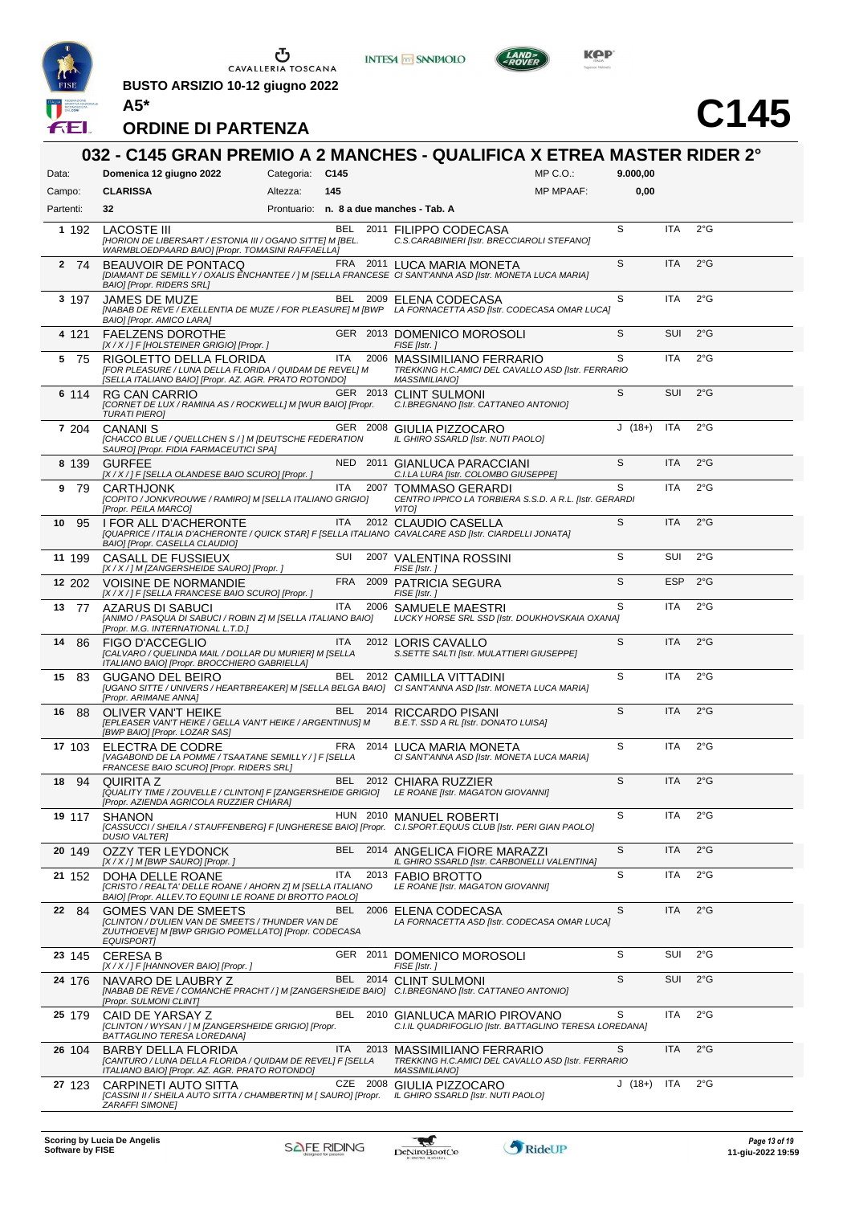**BUSTO ARSIZIO 10-12 giugno 2022**

**A5***

## ORDINE DI PARTENZA

# C145

## 032 - C145 GRAN PREMIO A 2 MANCHES - QUALIFICA X ETREA MASTER RIDER 2°

| Data: | Domenica 12 giugno 2022 | Categoria: | C145 | MP C.O.: | 9.000,00 |
|---|---|---|---|---|---|
| Campo: | CLARISSA | Altezza: | 145 | MP MPAAF: | 0,00 |
| Partenti: | 32 | Prontuario: | n. 8 a due manches - Tab. A | | |

| | | Cavallo | Naz. | Anno | Cavaliere | Cat. | Naz. | Grado |
|---|---|---|---|---|---|---|---|---|
| 1 | 192 | LACOSTE III *[HORION DE LIBERSART / ESTONIA III / OGANO SITTE] M [BEL. WARMBLOEDPAARD BAIO] [Propr. TOMASINI RAFFAELLA]* | BEL | 2011 | FILIPPO CODECASA *C.S.CARABINIERI [Istr. BRECCIAROLI STEFANO]* | S | ITA | 2°G |
| 2 | 74 | BEAUVOIR DE PONTACQ *[DIAMANT DE SEMILLY / OXALIS ENCHANTEE / ] M [SELLA FRANCESE BAIO] [Propr. RIDERS SRL]* | FRA | 2011 | LUCA MARIA MONETA *CI SANT'ANNA ASD [Istr. MONETA LUCA MARIA]* | S | ITA | 2°G |
| 3 | 197 | JAMES DE MUZE *[NABAB DE REVE / EXELLENTIA DE MUZE / FOR PLEASURE] M [BWP BAIO] [Propr. AMICO LARA]* | BEL | 2009 | ELENA CODECASA *LA FORNACETTA ASD [Istr. CODECASA OMAR LUCA]* | S | ITA | 2°G |
| 4 | 121 | FAELZENS DOROTHE *[X / X / ] F [HOLSTEINER GRIGIO] [Propr. ]* | GER | 2013 | DOMENICO MOROSOLI *FISE [Istr. ]* | S | SUI | 2°G |
| 5 | 75 | RIGOLETTO DELLA FLORIDA *[FOR PLEASURE / LUNA DELLA FLORIDA / QUIDAM DE REVEL] M [SELLA ITALIANO BAIO] [Propr. AZ. AGR. PRATO ROTONDO]* | ITA | 2006 | MASSIMILIANO FERRARIO *TREKKING H.C.AMICI DEL CAVALLO ASD [Istr. FERRARIO MASSIMILIANO]* | S | ITA | 2°G |
| 6 | 114 | RG CAN CARRIO *[CORNET DE LUX / RAMINA AS / ROCKWELL] M [WUR BAIO] [Propr. TURATI PIERO]* | GER | 2013 | CLINT SULMONI *C.I.BREGNANO [Istr. CATTANEO ANTONIO]* | S | SUI | 2°G |
| 7 | 204 | CANANI S *[CHACCO BLUE / QUELLCHEN S / ] M [DEUTSCHE FEDERATION SAURO] [Propr. FIDIA FARMACEUTICI SPA]* | GER | 2008 | GIULIA PIZZOCARO *IL GHIRO SSARLD [Istr. NUTI PAOLO]* | J (18+) | ITA | 2°G |
| 8 | 139 | GURFEE *[X / X / ] F [SELLA OLANDESE BAIO SCURO] [Propr. ]* | NED | 2011 | GIANLUCA PARACCIANI *C.I.LA LURA [Istr. COLOMBO GIUSEPPE]* | S | ITA | 2°G |
| 9 | 79 | CARTHJONK *[COPITO / JONKVROUWE / RAMIRO] M [SELLA ITALIANO GRIGIO] [Propr. PEILA MARCO]* | ITA | 2007 | TOMMASO GERARDI *CENTRO IPPICO LA TORBIERA S.S.D. A R.L. [Istr. GERARDI VITO]* | S | ITA | 2°G |
| 10 | 95 | I FOR ALL D'ACHERONTE *[QUAPRICE / ITALIA D'ACHERONTE / QUICK STAR] F [SELLA ITALIANO BAIO] [Propr. CASELLA CLAUDIO]* | ITA | 2012 | CLAUDIO CASELLA *CAVALCARE ASD [Istr. CIARDELLI JONATA]* | S | ITA | 2°G |
| 11 | 199 | CASALL DE FUSSIEUX *[X / X / ] M [ZANGERSHEIDE SAURO] [Propr. ]* | SUI | 2007 | VALENTINA ROSSINI *FISE [Istr. ]* | S | SUI | 2°G |
| 12 | 202 | VOISINE DE NORMANDIE *[X / X / ] F [SELLA FRANCESE BAIO SCURO] [Propr. ]* | FRA | 2009 | PATRICIA SEGURA *FISE [Istr. ]* | S | ESP | 2°G |
| 13 | 77 | AZARUS DI SABUCI *[ANIMO / PASQUA DI SABUCI / ROBIN Z] M [SELLA ITALIANO BAIO] [Propr. M.G. INTERNATIONAL L.T.D.]* | ITA | 2006 | SAMUELE MAESTRI *LUCKY HORSE SRL SSD [Istr. DOUKHOVSKAIA OXANA]* | S | ITA | 2°G |
| 14 | 86 | FIGO D'ACCEGLIO *[CALVARO / QUELINDA MAIL / DOLLAR DU MURIER] M [SELLA ITALIANO BAIO] [Propr. BROCCHIERO GABRIELLA]* | ITA | 2012 | LORIS CAVALLO *S.SETTE SALTI [Istr. MULATTIERI GIUSEPPE]* | S | ITA | 2°G |
| 15 | 83 | GUGANO DEL BEIRO *[UGANO SITTE / UNIVERS / HEARTBREAKER] M [SELLA BELGA BAIO] [Propr. ARIMANE ANNA]* | BEL | 2012 | CAMILLA VITTADINI *CI SANT'ANNA ASD [Istr. MONETA LUCA MARIA]* | S | ITA | 2°G |
| 16 | 88 | OLIVER VAN'T HEIKE *[EPLEASER VAN'T HEIKE / GELLA VAN'T HEIKE / ARGENTINUS] M [BWP BAIO] [Propr. LOZAR SAS]* | BEL | 2014 | RICCARDO PISANI *B.E.T. SSD A RL [Istr. DONATO LUISA]* | S | ITA | 2°G |
| 17 | 103 | ELECTRA DE CODRE *[VAGABOND DE LA POMME / TSAATANE SEMILLY / ] F [SELLA FRANCESE BAIO SCURO] [Propr. RIDERS SRL]* | FRA | 2014 | LUCA MARIA MONETA *CI SANT'ANNA ASD [Istr. MONETA LUCA MARIA]* | S | ITA | 2°G |
| 18 | 94 | QUIRITA Z *[QUALITY TIME / ZOUVELLE / CLINTON] F [ZANGERSHEIDE GRIGIO] [Propr. AZIENDA AGRICOLA RUZZIER CHIARA]* | BEL | 2012 | CHIARA RUZZIER *LE ROANE [Istr. MAGATON GIOVANNI]* | S | ITA | 2°G |
| 19 | 117 | SHANON *[CASSUCCI / SHEILA / STAUFFENBERG] F [UNGHERESE BAIO] [Propr. DUSIO VALTER]* | HUN | 2010 | MANUEL ROBERTI *C.I.SPORT.EQUUS CLUB [Istr. PERI GIAN PAOLO]* | S | ITA | 2°G |
| 20 | 149 | OZZY TER LEYDONCK *[X / X / ] M [BWP SAURO] [Propr. ]* | BEL | 2014 | ANGELICA FIORE MARAZZI *IL GHIRO SSARLD [Istr. CARBONELLI VALENTINA]* | S | ITA | 2°G |
| 21 | 152 | DOHA DELLE ROANE *[CRISTO / REALTA' DELLE ROANE / AHORN Z] M [SELLA ITALIANO BAIO] [Propr. ALLEV.TO EQUINI LE ROANE DI BROTTO PAOLO]* | ITA | 2013 | FABIO BROTTO *LE ROANE [Istr. MAGATON GIOVANNI]* | S | ITA | 2°G |
| 22 | 84 | GOMES VAN DE SMEETS *[CLINTON / D'ULIEN VAN DE SMEETS / THUNDER VAN DE ZUUTHOEVE] M [BWP GRIGIO POMELLATO] [Propr. CODECASA EQUISPORT]* | BEL | 2006 | ELENA CODECASA *LA FORNACETTA ASD [Istr. CODECASA OMAR LUCA]* | S | ITA | 2°G |
| 23 | 145 | CERESA B *[X / X / ] F [HANNOVER BAIO] [Propr. ]* | GER | 2011 | DOMENICO MOROSOLI *FISE [Istr. ]* | S | SUI | 2°G |
| 24 | 176 | NAVARO DE LAUBRY Z *[NABAB DE REVE / COMANCHE PRACHT / ] M [ZANGERSHEIDE BAIO] [Propr. SULMONI CLINT]* | BEL | 2014 | CLINT SULMONI *C.I.BREGNANO [Istr. CATTANEO ANTONIO]* | S | SUI | 2°G |
| 25 | 179 | CAID DE YARSAY Z *[CLINTON / WYSAN / ] M [ZANGERSHEIDE GRIGIO] [Propr. BATTAGLINO TERESA LOREDANA]* | BEL | 2010 | GIANLUCA MARIO PIROVANO *C.I.IL QUADRIFOGLIO [Istr. BATTAGLINO TERESA LOREDANA]* | S | ITA | 2°G |
| 26 | 104 | BARBY DELLA FLORIDA *[CANTURO / LUNA DELLA FLORIDA / QUIDAM DE REVEL] F [SELLA ITALIANO BAIO] [Propr. AZ. AGR. PRATO ROTONDO]* | ITA | 2013 | MASSIMILIANO FERRARIO *TREKKING H.C.AMICI DEL CAVALLO ASD [Istr. FERRARIO MASSIMILIANO]* | S | ITA | 2°G |
| 27 | 123 | CARPINETI AUTO SITTA *[CASSINI II / SHEILA AUTO SITTA / CHAMBERTIN] M [ SAURO] [Propr. ZARAFFI SIMONE]* | CZE | 2008 | GIULIA PIZZOCARO *IL GHIRO SSARLD [Istr. NUTI PAOLO]* | J (18+) | ITA | 2°G |

Scoring by Lucia De Angelis
Software by FISE

11-giu-2022 19:59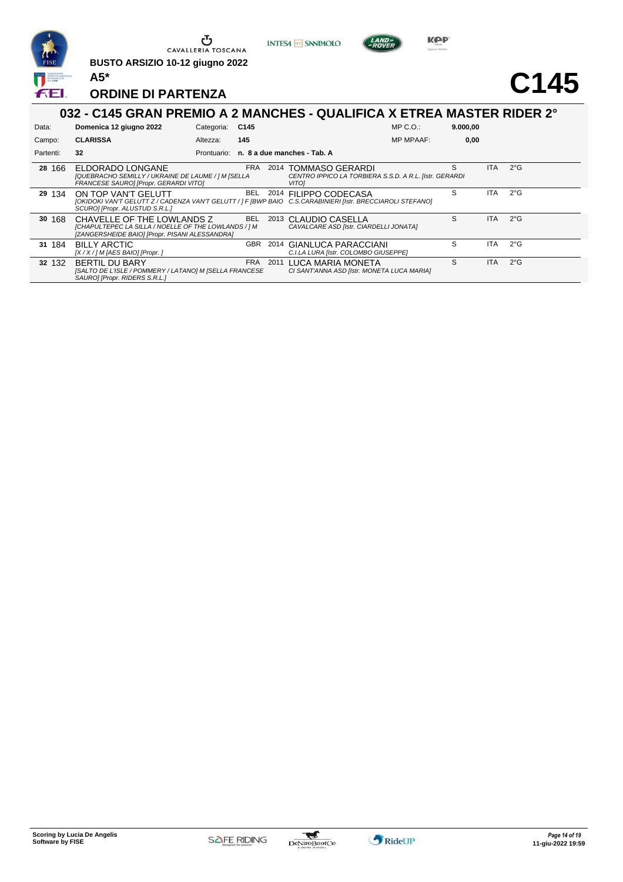BUSTO ARSIZIO 10-12 giugno 2022

**A5***

# C145

## ORDINE DI PARTENZA

### 032 - C145 GRAN PREMIO A 2 MANCHES - QUALIFICA X ETREA MASTER RIDER 2°

| | | | | | |
|---|---|---|---|---|---|
| Data: | **Domenica 12 giugno 2022** | Categoria: | **C145** | MP C.O.: | **9.000,00** |
| Campo: | **CLARISSA** | Altezza: | **145** | MP MPAAF: | **0,00** |
| Partenti: | **32** | Prontuario: | **n. 8 a due manches - Tab. A** | | |

| # | N. | Cavallo | Naz. | Anno | Cavaliere | | Naz. | Grado |
|---|---|---|---|---|---|---|---|---|
| **28** | 166 | ELDORADO LONGANE *[QUEBRACHO SEMILLY / UKRAINE DE LAUME / ] M [SELLA FRANCESE SAURO] [Propr. GERARDI VITO]* | FRA | 2014 | TOMMASO GERARDI *CENTRO IPPICO LA TORBIERA S.S.D. A R.L. [Istr. GERARDI VITO]* | S | ITA | 2°G |
| **29** | 134 | ON TOP VAN'T GELUTT *[OKIDOKI VAN'T GELUTT Z / CADENZA VAN'T GELUTT / ] F [BWP BAIO SCURO] [Propr. ALUSTUD S.R.L.]* | BEL | 2014 | FILIPPO CODECASA *C.S.CARABINIERI [Istr. BRECCIAROLI STEFANO]* | S | ITA | 2°G |
| **30** | 168 | CHAVELLE OF THE LOWLANDS Z *[CHAPULTEPEC LA SILLA / NOELLE OF THE LOWLANDS / ] M [ZANGERSHEIDE BAIO] [Propr. PISANI ALESSANDRA]* | BEL | 2013 | CLAUDIO CASELLA *CAVALCARE ASD [Istr. CIARDELLI JONATA]* | S | ITA | 2°G |
| **31** | 184 | BILLY ARCTIC *[X / X / ] M [AES BAIO] [Propr. ]* | GBR | 2014 | GIANLUCA PARACCIANI *C.I.LA LURA [Istr. COLOMBO GIUSEPPE]* | S | ITA | 2°G |
| **32** | 132 | BERTIL DU BARY *[SALTO DE L'ISLE / POMMERY / LATANO] M [SELLA FRANCESE SAURO] [Propr. RIDERS S.R.L.]* | FRA | 2011 | LUCA MARIA MONETA *CI SANT'ANNA ASD [Istr. MONETA LUCA MARIA]* | S | ITA | 2°G |

**Scoring by Lucia De Angelis**
**Software by FISE**

11-giu-2022 19:59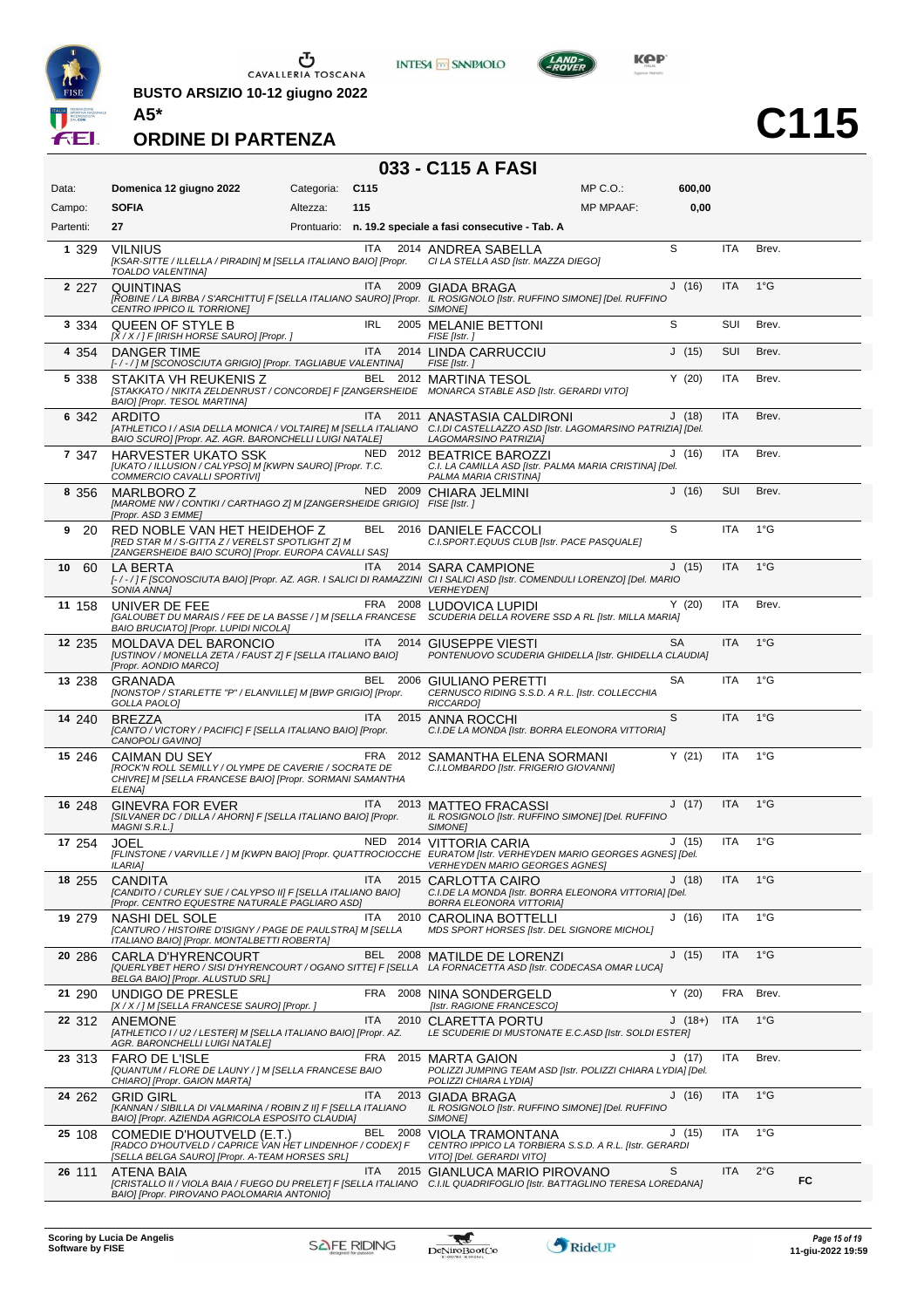BUSTO ARSIZIO 10-12 giugno 2022

A5*

# ORDINE DI PARTENZA

# C115

## 033 - C115 A FASI

| Data: | Domenica 12 giugno 2022 | Categoria: | C115 | MP C.O.: | 600,00 |
|---|---|---|---|---|---|
| Campo: | SOFIA | Altezza: | 115 | MP MPAAF: | 0,00 |
| Partenti: | 27 | Prontuario: | n. 19.2 speciale a fasi consecutive - Tab. A | | |

| N. | Pett. | Cavallo | Naz. | Anno | Cavaliere | Cat. | Naz. | Brev. | |
|---|---|---|---|---|---|---|---|---|---|
| 1 | 329 | VILNIUS [KSAR-SITTE / ILLELLA / PIRADIN] M [SELLA ITALIANO BAIO] [Propr. TOALDO VALENTINA] | ITA | 2014 | ANDREA SABELLA CI LA STELLA ASD [Istr. MAZZA DIEGO] | S | ITA | Brev. | |
| 2 | 227 | QUINTINAS [ROBINE / LA BIRBA / S'ARCHITTU] F [SELLA ITALIANO SAURO] [Propr. CENTRO IPPICO IL TORRIONE] | ITA | 2009 | GIADA BRAGA IL ROSIGNOLO [Istr. RUFFINO SIMONE] [Del. RUFFINO SIMONE] | J (16) | ITA | 1°G | |
| 3 | 334 | QUEEN OF STYLE B [X / X / ] F [IRISH HORSE SAURO] [Propr. ] | IRL | 2005 | MELANIE BETTONI FISE [Istr. ] | S | SUI | Brev. | |
| 4 | 354 | DANGER TIME [- / - / ] M [SCONOSCIUTA GRIGIO] [Propr. TAGLIABUE VALENTINA] | ITA | 2014 | LINDA CARRUCCIU FISE [Istr. ] | J (15) | SUI | Brev. | |
| 5 | 338 | STAKITA VH REUKENIS Z [STAKKATO / NIKITA ZELDENRUST / CONCORDE] F [ZANGERSHEIDE BAIO] [Propr. TESOL MARTINA] | BEL | 2012 | MARTINA TESOL MONARCA STABLE ASD [Istr. GERARDI VITO] | Y (20) | ITA | Brev. | |
| 6 | 342 | ARDITO [ATHLETICO I / ASIA DELLA MONICA / VOLTAIRE] M [SELLA ITALIANO BAIO SCURO] [Propr. AZ. AGR. BARONCHELLI LUIGI NATALE] | ITA | 2011 | ANASTASIA CALDIRONI C.I.DI CASTELLAZZO ASD [Istr. LAGOMARSINO PATRIZIA] [Del. LAGOMARSINO PATRIZIA] | J (18) | ITA | Brev. | |
| 7 | 347 | HARVESTER UKATO SSK [UKATO / ILLUSION / CALYPSO] M [KWPN SAURO] [Propr. T.C. COMMERCIO CAVALLI SPORTIVI] | NED | 2012 | BEATRICE BAROZZI C.I. LA CAMILLA ASD [Istr. PALMA MARIA CRISTINA] [Del. PALMA MARIA CRISTINA] | J (16) | ITA | Brev. | |
| 8 | 356 | MARLBORO Z [MAROME NW / CONTIKI / CARTHAGO Z] M [ZANGERSHEIDE GRIGIO] [Propr. ASD 3 EMME] | NED | 2009 | CHIARA JELMINI FISE [Istr. ] | J (16) | SUI | Brev. | |
| 9 | 20 | RED NOBLE VAN HET HEIDEHOF Z [RED STAR M / S-GITTA Z / VERELST SPOTLIGHT Z] M [ZANGERSHEIDE BAIO SCURO] [Propr. EUROPA CAVALLI SAS] | BEL | 2016 | DANIELE FACCOLI C.I.SPORT.EQUUS CLUB [Istr. PACE PASQUALE] | S | ITA | 1°G | |
| 10 | 60 | LA BERTA [- / - / ] F [SCONOSCIUTA BAIO] [Propr. AZ. AGR. I SALICI DI RAMAZZINI SONIA ANNA] | ITA | 2014 | SARA CAMPIONE CI I SALICI ASD [Istr. COMENDULI LORENZO] [Del. MARIO VERHEYDEN] | J (15) | ITA | 1°G | |
| 11 | 158 | UNIVER DE FEE [GALOUBET DU MARAIS / FEE DE LA BASSE / ] M [SELLA FRANCESE BAIO BRUCIATO] [Propr. LUPIDI NICOLA] | FRA | 2008 | LUDOVICA LUPIDI SCUDERIA DELLA ROVERE SSD A RL [Istr. MILLA MARIA] | Y (20) | ITA | Brev. | |
| 12 | 235 | MOLDAVA DEL BARONCIO [USTINOV / MONELLA ZETA / FAUST Z] F [SELLA ITALIANO BAIO] [Propr. AONDIO MARCO] | ITA | 2014 | GIUSEPPE VIESTI PONTENUOVO SCUDERIA GHIDELLA [Istr. GHIDELLA CLAUDIA] | SA | ITA | 1°G | |
| 13 | 238 | GRANADA [NONSTOP / STARLETTE "P" / ELANVILLE] M [BWP GRIGIO] [Propr. GOLLA PAOLO] | BEL | 2006 | GIULIANO PERETTI CERNUSCO RIDING S.S.D. A R.L. [Istr. COLLECCHIA RICCARDO] | SA | ITA | 1°G | |
| 14 | 240 | BREZZA [CANTO / VICTORY / PACIFIC] F [SELLA ITALIANO BAIO] [Propr. CANOPOLI GAVINO] | ITA | 2015 | ANNA ROCCHI C.I.DE LA MONDA [Istr. BORRA ELEONORA VITTORIA] | S | ITA | 1°G | |
| 15 | 246 | CAIMAN DU SEY [ROCK'N ROLL SEMILLY / OLYMPE DE CAVERIE / SOCRATE DE CHIVRE] M [SELLA FRANCESE BAIO] [Propr. SORMANI SAMANTHA ELENA] | FRA | 2012 | SAMANTHA ELENA SORMANI C.I.LOMBARDO [Istr. FRIGERIO GIOVANNI] | Y (21) | ITA | 1°G | |
| 16 | 248 | GINEVRA FOR EVER [SILVANER DC / DILLA / AHORN] F [SELLA ITALIANO BAIO] [Propr. MAGNI S.R.L.] | ITA | 2013 | MATTEO FRACASSI IL ROSIGNOLO [Istr. RUFFINO SIMONE] [Del. RUFFINO SIMONE] | J (17) | ITA | 1°G | |
| 17 | 254 | JOEL [FLINSTONE / VARVILLE / ] M [KWPN BAIO] [Propr. QUATTROCIOCCHE ILARIA] | NED | 2014 | VITTORIA CARIA EURATOM [Istr. VERHEYDEN MARIO GEORGES AGNES] [Del. VERHEYDEN MARIO GEORGES AGNES] | J (15) | ITA | 1°G | |
| 18 | 255 | CANDITA [CANDITO / CURLEY SUE / CALYPSO II] F [SELLA ITALIANO BAIO] [Propr. CENTRO EQUESTRE NATURALE PAGLIARO ASD] | ITA | 2015 | CARLOTTA CAIRO C.I.DE LA MONDA [Istr. BORRA ELEONORA VITTORIA] [Del. BORRA ELEONORA VITTORIA] | J (18) | ITA | 1°G | |
| 19 | 279 | NASHI DEL SOLE [CANTURO / HISTOIRE D'ISIGNY / PAGE DE PAULSTRA] M [SELLA ITALIANO BAIO] [Propr. MONTALBETTI ROBERTA] | ITA | 2010 | CAROLINA BOTTELLI MDS SPORT HORSES [Istr. DEL SIGNORE MICHOL] | J (16) | ITA | 1°G | |
| 20 | 286 | CARLA D'HYRENCOURT [QUERLYBET HERO / SISI D'HYRENCOURT / OGANO SITTE] F [SELLA BELGA BAIO] [Propr. ALUSTUD SRL] | BEL | 2008 | MATILDE DE LORENZI LA FORNACETTA ASD [Istr. CODECASA OMAR LUCA] | J (15) | ITA | 1°G | |
| 21 | 290 | UNDIGO DE PRESLE [X / X / ] M [SELLA FRANCESE SAURO] [Propr. ] | FRA | 2008 | NINA SONDERGELD [Istr. RAGIONE FRANCESCO] | Y (20) | FRA | Brev. | |
| 22 | 312 | ANEMONE [ATHLETICO I / U2 / LESTER] M [SELLA ITALIANO BAIO] [Propr. AZ. AGR. BARONCHELLI LUIGI NATALE] | ITA | 2010 | CLARETTA PORTU LE SCUDERIE DI MUSTONATE E.C.ASD [Istr. SOLDI ESTER] | J (18+) | ITA | 1°G | |
| 23 | 313 | FARO DE L'ISLE [QUANTUM / FLORE DE LAUNY / ] M [SELLA FRANCESE BAIO CHIARO] [Propr. GAION MARTA] | FRA | 2015 | MARTA GAION POLIZZI JUMPING TEAM ASD [Istr. POLIZZI CHIARA LYDIA] [Del. POLIZZI CHIARA LYDIA] | J (17) | ITA | Brev. | |
| 24 | 262 | GRID GIRL [KANNAN / SIBILLA DI VALMARINA / ROBIN Z II] F [SELLA ITALIANO BAIO] [Propr. AZIENDA AGRICOLA ESPOSITO CLAUDIA] | ITA | 2013 | GIADA BRAGA IL ROSIGNOLO [Istr. RUFFINO SIMONE] [Del. RUFFINO SIMONE] | J (16) | ITA | 1°G | |
| 25 | 108 | COMEDIE D'HOUTVELD (E.T.) [RADCO D'HOUTVELD / CAPRICE VAN HET LINDENHOF / CODEX] F [SELLA BELGA SAURO] [Propr. A-TEAM HORSES SRL] | BEL | 2008 | VIOLA TRAMONTANA CENTRO IPPICO LA TORBIERA S.S.D. A R.L. [Istr. GERARDI VITO] [Del. GERARDI VITO] | J (15) | ITA | 1°G | |
| 26 | 111 | ATENA BAIA [CRISTALLO II / VIOLA BAIA / FUEGO DU PRELET] F [SELLA ITALIANO BAIO] [Propr. PIROVANO PAOLOMARIA ANTONIO] | ITA | 2015 | GIANLUCA MARIO PIROVANO C.I.IL QUADRIFOGLIO [Istr. BATTAGLINO TERESA LOREDANA] | S | ITA | 2°G | FC |

Scoring by Lucia De Angelis
Software by FISE

11-giu-2022 19:59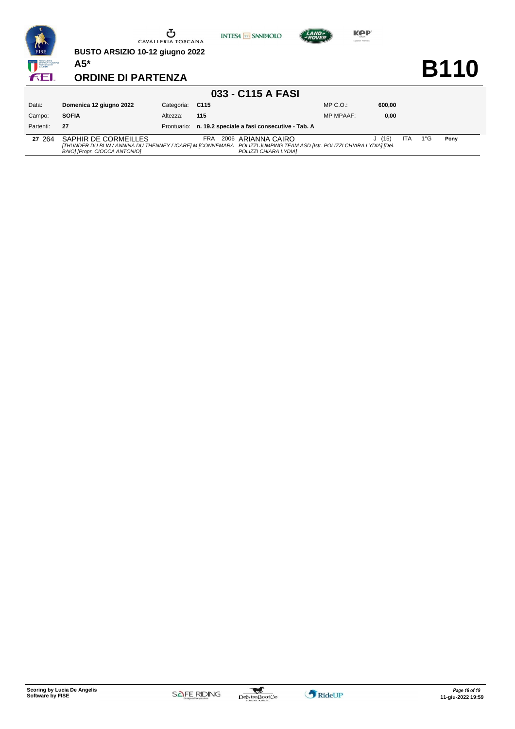BUSTO ARSIZIO 10-12 giugno 2022

**A5***

## ORDINE DI PARTENZA

# B110

## 033 - C115 A FASI

| | | | | | |
|---|---|---|---|---|---|
| Data: | **Domenica 12 giugno 2022** | Categoria: | **C115** | MP C.O.: | **600,00** |
| Campo: | **SOFIA** | Altezza: | **115** | MP MPAAF: | **0,00** |
| Partenti: | **27** | Prontuario: | **n. 19.2 speciale a fasi consecutive - Tab. A** | | |

| | | | | | | | | | |
|---|---|---|---|---|---|---|---|---|---|
| **27** | 264 | SAPHIR DE CORMEILLES *[THUNDER DU BLIN / ANNINA DU THENNEY / ICARE] M [CONNEMARA BAIO] [Propr. CIOCCA ANTONIO]* | FRA 2006 | ARIANNA CAIRO *POLIZZI JUMPING TEAM ASD [Istr. POLIZZI CHIARA LYDIA] [Del. POLIZZI CHIARA LYDIA]* | J (15) | ITA | 1°G | **Pony** |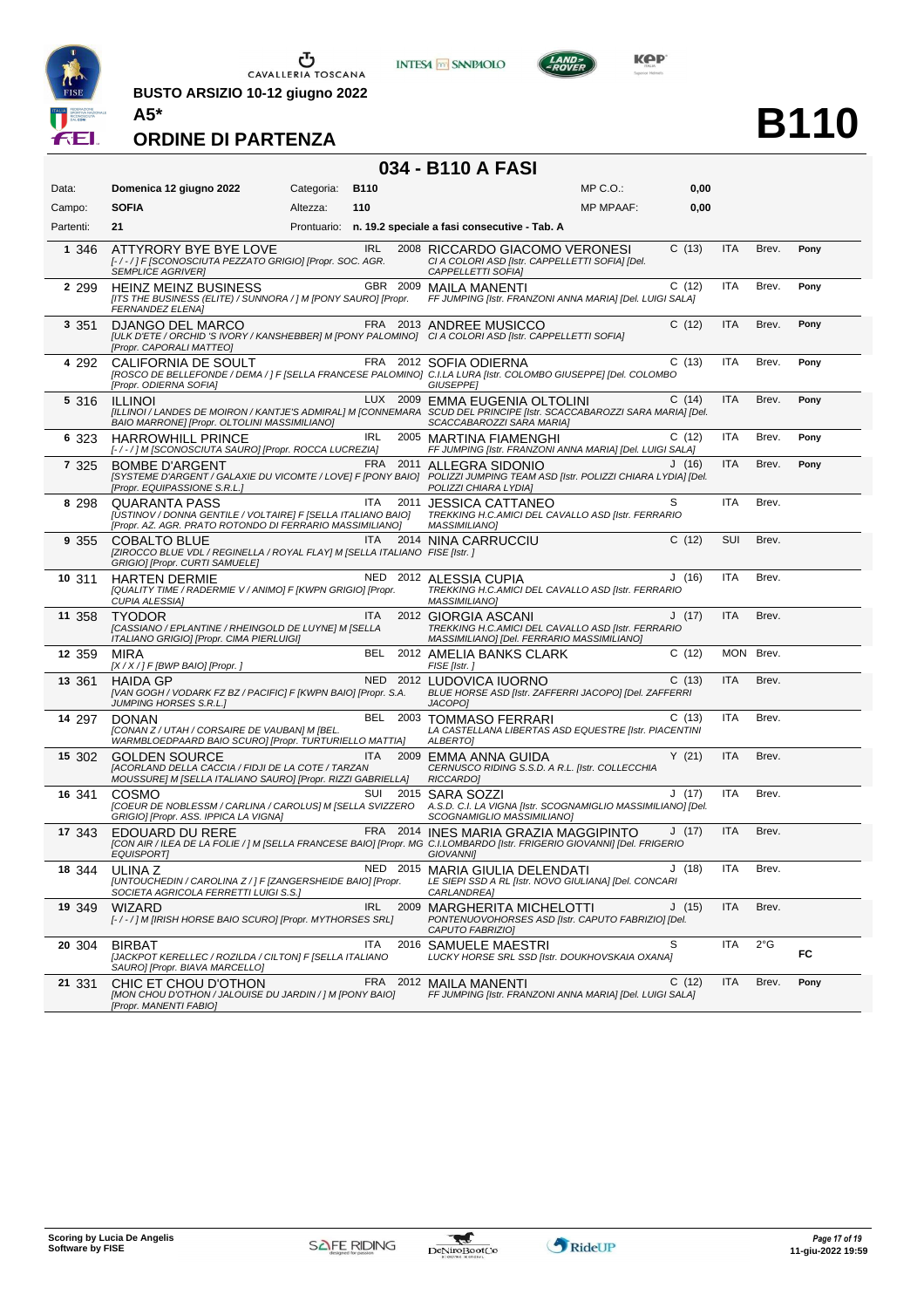**BUSTO ARSIZIO 10-12 giugno 2022**

**A5***

# ORDINE DI PARTENZA

# B110

## 034 - B110 A FASI

| | | | | | |
|---|---|---|---|---|---|
| Data: | **Domenica 12 giugno 2022** | Categoria: | **B110** | MP C.O.: | **0,00** |
| Campo: | **SOFIA** | Altezza: | **110** | MP MPAAF: | **0,00** |
| Partenti: | **21** | Prontuario: | **n. 19.2 speciale a fasi consecutive - Tab. A** | | |

| N. | Testiera | Cavallo | Naz. | Anno | Cavaliere | Cat. | Naz. | Patente | |
|---|---|---|---|---|---|---|---|---|---|
| 1 | 346 | ATTYRORY BYE BYE LOVE *[- / - / ] F [SCONOSCIUTA PEZZATO GRIGIO] [Propr. SOC. AGR. SEMPLICE AGRIVER]* | IRL | 2008 | RICCARDO GIACOMO VERONESI *CI A COLORI ASD [Istr. CAPPELLETTI SOFIA] [Del. CAPPELLETTI SOFIA]* | C (13) | ITA | Brev. | Pony |
| 2 | 299 | HEINZ MEINZ BUSINESS *[ITS THE BUSINESS (ELITE) / SUNNORA / ] M [PONY SAURO] [Propr. FERNANDEZ ELENA]* | GBR | 2009 | MAILA MANENTI *FF JUMPING [Istr. FRANZONI ANNA MARIA] [Del. LUIGI SALA]* | C (12) | ITA | Brev. | Pony |
| 3 | 351 | DJANGO DEL MARCO *[ULK D'ETE / ORCHID 'S IVORY / KANSHEBBER] M [PONY PALOMINO] [Propr. CAPORALI MATTEO]* | FRA | 2013 | ANDREE MUSICCO *CI A COLORI ASD [Istr. CAPPELLETTI SOFIA]* | C (12) | ITA | Brev. | Pony |
| 4 | 292 | CALIFORNIA DE SOULT *[ROSCO DE BELLEFONDE / DEMA / ] F [SELLA FRANCESE PALOMINO] [Propr. ODIERNA SOFIA]* | FRA | 2012 | SOFIA ODIERNA *C.I.LA LURA [Istr. COLOMBO GIUSEPPE] [Del. COLOMBO GIUSEPPE]* | C (13) | ITA | Brev. | Pony |
| 5 | 316 | ILLINOI *[ILLINOI / LANDES DE MOIRON / KANTJE'S ADMIRAL] M [CONNEMARA BAIO MARRONE] [Propr. OLTOLINI MASSIMILIANO]* | LUX | 2009 | EMMA EUGENIA OLTOLINI *SCUD DEL PRINCIPE [Istr. SCACCABAROZZI SARA MARIA] [Del. SCACCABAROZZI SARA MARIA]* | C (14) | ITA | Brev. | Pony |
| 6 | 323 | HARROWHILL PRINCE *[- / - / ] M [SCONOSCIUTA SAURO] [Propr. ROCCA LUCREZIA]* | IRL | 2005 | MARTINA FIAMENGHI *FF JUMPING [Istr. FRANZONI ANNA MARIA] [Del. LUIGI SALA]* | C (12) | ITA | Brev. | Pony |
| 7 | 325 | BOMBE D'ARGENT *[SYSTEME D'ARGENT / GALAXIE DU VICOMTE / LOVE] F [PONY BAIO] [Propr. EQUIPASSIONE S.R.L.]* | FRA | 2011 | ALLEGRA SIDONIO *POLIZZI JUMPING TEAM ASD [Istr. POLIZZI CHIARA LYDIA] [Del. POLIZZI CHIARA LYDIA]* | J (16) | ITA | Brev. | Pony |
| 8 | 298 | QUARANTA PASS *[USTINOV / DONNA GENTILE / VOLTAIRE] F [SELLA ITALIANO BAIO] [Propr. AZ. AGR. PRATO ROTONDO DI FERRARIO MASSIMILIANO]* | ITA | 2011 | JESSICA CATTANEO *TREKKING H.C.AMICI DEL CAVALLO ASD [Istr. FERRARIO MASSIMILIANO]* | S | ITA | Brev. | |
| 9 | 355 | COBALTO BLUE *[ZIROCCO BLUE VDL / REGINELLA / ROYAL FLAY] M [SELLA ITALIANO GRIGIO] [Propr. CURTI SAMUELE]* | ITA | 2014 | NINA CARRUCCIU *FISE [Istr. ]* | C (12) | SUI | Brev. | |
| 10 | 311 | HARTEN DERMIE *[QUALITY TIME / RADERMIE V / ANIMO] F [KWPN GRIGIO] [Propr. CUPIA ALESSIA]* | NED | 2012 | ALESSIA CUPIA *TREKKING H.C.AMICI DEL CAVALLO ASD [Istr. FERRARIO MASSIMILIANO]* | J (16) | ITA | Brev. | |
| 11 | 358 | TYODOR *[CASSIANO / EPLANTINE / RHEINGOLD DE LUYNE] M [SELLA ITALIANO GRIGIO] [Propr. CIMA PIERLUIGI]* | ITA | 2012 | GIORGIA ASCANI *TREKKING H.C.AMICI DEL CAVALLO ASD [Istr. FERRARIO MASSIMILIANO] [Del. FERRARIO MASSIMILIANO]* | J (17) | ITA | Brev. | |
| 12 | 359 | MIRA *[X / X / ] F [BWP BAIO] [Propr. ]* | BEL | 2012 | AMELIA BANKS CLARK *FISE [Istr. ]* | C (12) | MON | Brev. | |
| 13 | 361 | HAIDA GP *[VAN GOGH / VODARK FZ BZ / PACIFIC] F [KWPN BAIO] [Propr. S.A. JUMPING HORSES S.R.L.]* | NED | 2012 | LUDOVICA IUORNO *BLUE HORSE ASD [Istr. ZAFFERRI JACOPO] [Del. ZAFFERRI JACOPO]* | C (13) | ITA | Brev. | |
| 14 | 297 | DONAN *[CONAN Z / UTAH / CORSAIRE DE VAUBAN] M [BEL. WARMBLOEDPAARD BAIO SCURO] [Propr. TURTURIELLO MATTIA]* | BEL | 2003 | TOMMASO FERRARI *LA CASTELLANA LIBERTAS ASD EQUESTRE [Istr. PIACENTINI ALBERTO]* | C (13) | ITA | Brev. | |
| 15 | 302 | GOLDEN SOURCE *[ACORLAND DELLA CACCIA / FIDJI DE LA COTE / TARZAN MOUSSURE] M [SELLA ITALIANO SAURO] [Propr. RIZZI GABRIELLA]* | ITA | 2009 | EMMA ANNA GUIDA *CERNUSCO RIDING S.S.D. A R.L. [Istr. COLLECCHIA RICCARDO]* | Y (21) | ITA | Brev. | |
| 16 | 341 | COSMO *[COEUR DE NOBLESSM / CARLINA / CAROLUS] M [SELLA SVIZZERO GRIGIO] [Propr. ASS. IPPICA LA VIGNA]* | SUI | 2015 | SARA SOZZI *A.S.D. C.I. LA VIGNA [Istr. SCOGNAMIGLIO MASSIMILIANO] [Del. SCOGNAMIGLIO MASSIMILIANO]* | J (17) | ITA | Brev. | |
| 17 | 343 | EDOUARD DU RERE *[CON AIR / ILEA DE LA FOLIE / ] M [SELLA FRANCESE BAIO] [Propr. MG EQUISPORT]* | FRA | 2014 | INES MARIA GRAZIA MAGGIPINTO *C.I.LOMBARDO [Istr. FRIGERIO GIOVANNI] [Del. FRIGERIO GIOVANNI]* | J (17) | ITA | Brev. | |
| 18 | 344 | ULINA Z *[UNTOUCHEDIN / CAROLINA Z / ] F [ZANGERSHEIDE BAIO] [Propr. SOCIETA AGRICOLA FERRETTI LUIGI S.S.]* | NED | 2015 | MARIA GIULIA DELENDATI *LE SIEPI SSD A RL [Istr. NOVO GIULIANA] [Del. CONCARI CARLANDREA]* | J (18) | ITA | Brev. | |
| 19 | 349 | WIZARD *[- / - / ] M [IRISH HORSE BAIO SCURO] [Propr. MYTHORSES SRL]* | IRL | 2009 | MARGHERITA MICHELOTTI *PONTENUOVOHORSES ASD [Istr. CAPUTO FABRIZIO] [Del. CAPUTO FABRIZIO]* | J (15) | ITA | Brev. | |
| 20 | 304 | BIRBAT *[JACKPOT KERELLEC / ROZILDA / CILTON] F [SELLA ITALIANO SAURO] [Propr. BIAVA MARCELLO]* | ITA | 2016 | SAMUELE MAESTRI *LUCKY HORSE SRL SSD [Istr. DOUKHOVSKAIA OXANA]* | S | ITA | 2°G | FC |
| 21 | 331 | CHIC ET CHOU D'OTHON *[MON CHOU D'OTHON / JALOUISE DU JARDIN / ] M [PONY BAIO] [Propr. MANENTI FABIO]* | FRA | 2012 | MAILA MANENTI *FF JUMPING [Istr. FRANZONI ANNA MARIA] [Del. LUIGI SALA]* | C (12) | ITA | Brev. | Pony |

**Scoring by Lucia De Angelis**
**Software by FISE**

11-giu-2022 19:59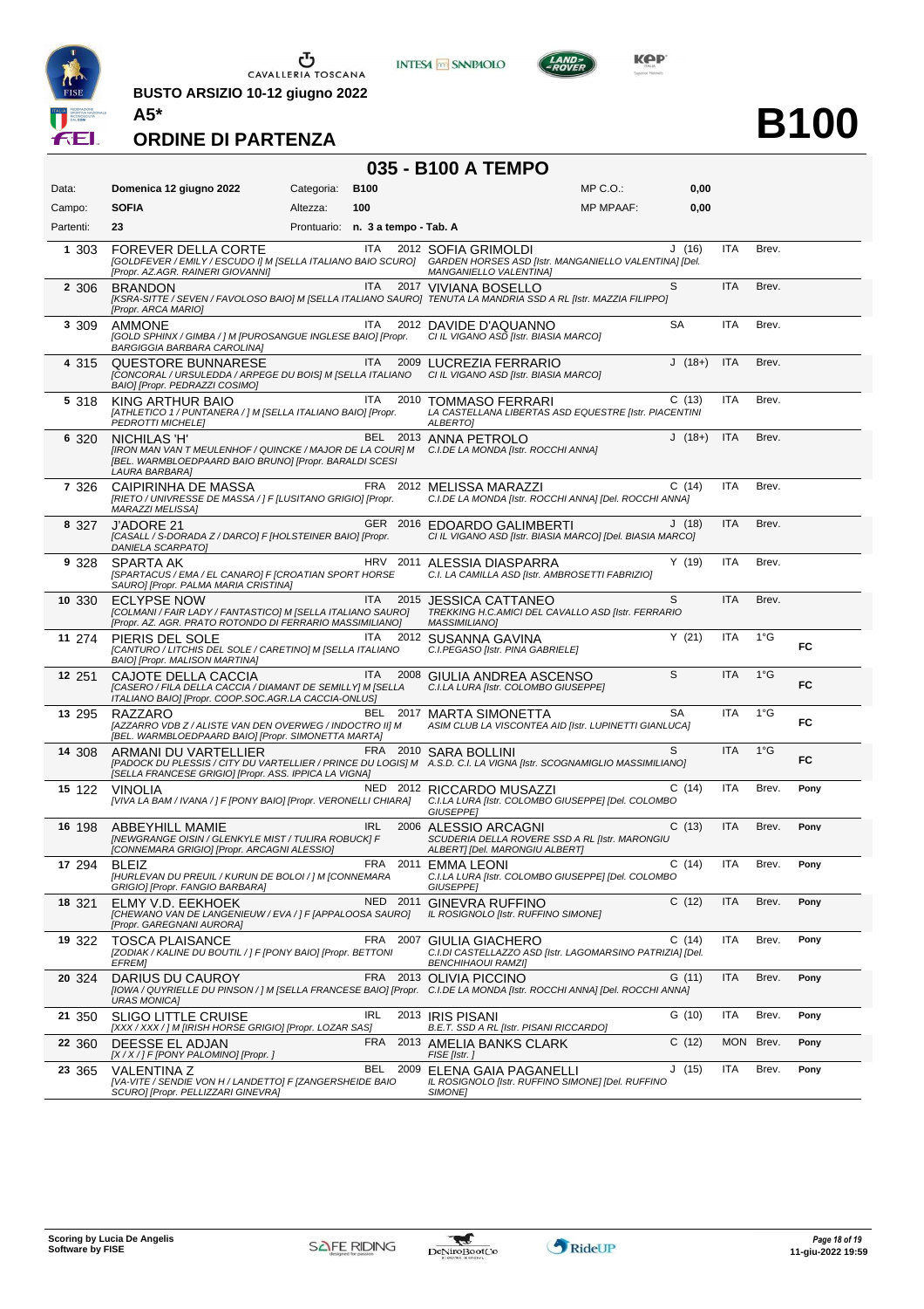# BUSTO ARSIZIO 10-12 giugno 2022

## A5*

## ORDINE DI PARTENZA

# B100

## 035 - B100 A TEMPO

| | | | | | |
|---|---|---|---|---|---|
| Data: | Domenica 12 giugno 2022 | Categoria: | B100 | MP C.O.: | 0,00 |
| Campo: | SOFIA | Altezza: | 100 | MP MPAAF: | 0,00 |
| Partenti: | 23 | Prontuario: | n. 3 a tempo - Tab. A | | |

| N. | Pett. | Cavallo | Naz. | Anno | Cavaliere | Cat. | Naz. | Brev. | |
|---|---|---|---|---|---|---|---|---|---|
| 1 | 303 | FOREVER DELLA CORTE *[GOLDFEVER / EMILY / ESCUDO I] M [SELLA ITALIANO BAIO SCURO] [Propr. AZ.AGR. RAINERI GIOVANNI]* | ITA | 2012 | SOFIA GRIMOLDI *GARDEN HORSES ASD [Istr. MANGANIELLO VALENTINA] [Del. MANGANIELLO VALENTINA]* | J (16) | ITA | Brev. | |
| 2 | 306 | BRANDON *[KSRA-SITTE / SEVEN / FAVOLOSO BAIO] M [SELLA ITALIANO SAURO] [Propr. ARCA MARIO]* | ITA | 2017 | VIVIANA BOSELLO *TENUTA LA MANDRIA SSD A RL [Istr. MAZZIA FILIPPO]* | S | ITA | Brev. | |
| 3 | 309 | AMMONE *[GOLD SPHINX / GIMBA / ] M [PUROSANGUE INGLESE BAIO] [Propr. BARGIGGIA BARBARA CAROLINA]* | ITA | 2012 | DAVIDE D'AQUANNO *CI IL VIGANO ASD [Istr. BIASIA MARCO]* | SA | ITA | Brev. | |
| 4 | 315 | QUESTORE BUNNARESE *[CONCORAL / URSULEDDA / ARPEGE DU BOIS] M [SELLA ITALIANO BAIO] [Propr. PEDRAZZI COSIMO]* | ITA | 2009 | LUCREZIA FERRARIO *CI IL VIGANO ASD [Istr. BIASIA MARCO]* | J (18+) | ITA | Brev. | |
| 5 | 318 | KING ARTHUR BAIO *[ATHLETICO 1 / PUNTANERA / ] M [SELLA ITALIANO BAIO] [Propr. PEDROTTI MICHELE]* | ITA | 2010 | TOMMASO FERRARI *LA CASTELLANA LIBERTAS ASD EQUESTRE [Istr. PIACENTINI ALBERTO]* | C (13) | ITA | Brev. | |
| 6 | 320 | NICHILAS 'H' *[IRON MAN VAN T MEULENHOF / QUINCKE / MAJOR DE LA COUR] M [BEL. WARMBLOEDPAARD BAIO BRUNO] [Propr. BARALDI SCESI LAURA BARBARA]* | BEL | 2013 | ANNA PETROLO *C.I.DE LA MONDA [Istr. ROCCHI ANNA]* | J (18+) | ITA | Brev. | |
| 7 | 326 | CAIPIRINHA DE MASSA *[RIETO / UNIVRESSE DE MASSA / ] F [LUSITANO GRIGIO] [Propr. MARAZZI MELISSA]* | FRA | 2012 | MELISSA MARAZZI *C.I.DE LA MONDA [Istr. ROCCHI ANNA] [Del. ROCCHI ANNA]* | C (14) | ITA | Brev. | |
| 8 | 327 | J'ADORE 21 *[CASALL / S-DORADA Z / DARCO] F [HOLSTEINER BAIO] [Propr. DANIELA SCARPATO]* | GER | 2016 | EDOARDO GALIMBERTI *CI IL VIGANO ASD [Istr. BIASIA MARCO] [Del. BIASIA MARCO]* | J (18) | ITA | Brev. | |
| 9 | 328 | SPARTA AK *[SPARTACUS / EMA / EL CANARO] F [CROATIAN SPORT HORSE SAURO] [Propr. PALMA MARIA CRISTINA]* | HRV | 2011 | ALESSIA DIASPARRA *C.I. LA CAMILLA ASD [Istr. AMBROSETTI FABRIZIO]* | Y (19) | ITA | Brev. | |
| 10 | 330 | ECLYPSE NOW *[COLMANI / FAIR LADY / FANTASTICO] M [SELLA ITALIANO SAURO] [Propr. AZ. AGR. PRATO ROTONDO DI FERRARIO MASSIMILIANO]* | ITA | 2015 | JESSICA CATTANEO *TREKKING H.C.AMICI DEL CAVALLO ASD [Istr. FERRARIO MASSIMILIANO]* | S | ITA | Brev. | |
| 11 | 274 | PIERIS DEL SOLE *[CANTURO / LITCHIS DEL SOLE / CARETINO] M [SELLA ITALIANO BAIO] [Propr. MALISON MARTINA]* | ITA | 2012 | SUSANNA GAVINA *C.I.PEGASO [Istr. PINA GABRIELE]* | Y (21) | ITA | 1°G | FC |
| 12 | 251 | CAJOTE DELLA CACCIA *[CASERO / FILA DELLA CACCIA / DIAMANT DE SEMILLY] M [SELLA ITALIANO BAIO] [Propr. COOP.SOC.AGR.LA CACCIA-ONLUS]* | ITA | 2008 | GIULIA ANDREA ASCENSO *C.I.LA LURA [Istr. COLOMBO GIUSEPPE]* | S | ITA | 1°G | FC |
| 13 | 295 | RAZZARO *[AZZARRO VDB Z / ALISTE VAN DEN OVERWEG / INDOCTRO II] M [BEL. WARMBLOEDPAARD BAIO] [Propr. SIMONETTA MARTA]* | BEL | 2017 | MARTA SIMONETTA *ASIM CLUB LA VISCONTEA AID [Istr. LUPINETTI GIANLUCA]* | SA | ITA | 1°G | FC |
| 14 | 308 | ARMANI DU VARTELLIER *[PADOCK DU PLESSIS / CITY DU VARTELLIER / PRINCE DU LOGIS] M [SELLA FRANCESE GRIGIO] [Propr. ASS. IPPICA LA VIGNA]* | FRA | 2010 | SARA BOLLINI *A.S.D. C.I. LA VIGNA [Istr. SCOGNAMIGLIO MASSIMILIANO]* | S | ITA | 1°G | FC |
| 15 | 122 | VINOLIA *[VIVA LA BAM / IVANA / ] F [PONY BAIO] [Propr. VERONELLI CHIARA]* | NED | 2012 | RICCARDO MUSAZZI *C.I.LA LURA [Istr. COLOMBO GIUSEPPE] [Del. COLOMBO GIUSEPPE]* | C (14) | ITA | Brev. | Pony |
| 16 | 198 | ABBEYHILL MAMIE *[NEWGRANGE OISIN / GLENKYLE MIST / TULIRA ROBUCK] F [CONNEMARA GRIGIO] [Propr. ARCAGNI ALESSIO]* | IRL | 2006 | ALESSIO ARCAGNI *SCUDERIA DELLA ROVERE SSD A RL [Istr. MARONGIU ALBERT] [Del. MARONGIU ALBERT]* | C (13) | ITA | Brev. | Pony |
| 17 | 294 | BLEIZ *[HURLEVAN DU PREUIL / KURUN DE BOLOI / ] M [CONNEMARA GRIGIO] [Propr. FANGIO BARBARA]* | FRA | 2011 | EMMA LEONI *C.I.LA LURA [Istr. COLOMBO GIUSEPPE] [Del. COLOMBO GIUSEPPE]* | C (14) | ITA | Brev. | Pony |
| 18 | 321 | ELMY V.D. EEKHOEK *[CHEWANO VAN DE LANGENIEUW / EVA / ] F [APPALOOSA SAURO] [Propr. GAREGNANI AURORA]* | NED | 2011 | GINEVRA RUFFINO *IL ROSIGNOLO [Istr. RUFFINO SIMONE]* | C (12) | ITA | Brev. | Pony |
| 19 | 322 | TOSCA PLAISANCE *[ZODIAK / KALINE DU BOUTIL / ] F [PONY BAIO] [Propr. BETTONI EFREM]* | FRA | 2007 | GIULIA GIACHERO *C.I.DI CASTELLAZZO ASD [Istr. LAGOMARSINO PATRIZIA] [Del. BENCHIHAOUI RAMZI]* | C (14) | ITA | Brev. | Pony |
| 20 | 324 | DARIUS DU CAUROY *[IOWA / QUYRIELLE DU PINSON / ] M [SELLA FRANCESE BAIO] [Propr. URAS MONICA]* | FRA | 2013 | OLIVIA PICCINO *C.I.DE LA MONDA [Istr. ROCCHI ANNA] [Del. ROCCHI ANNA]* | G (11) | ITA | Brev. | Pony |
| 21 | 350 | SLIGO LITTLE CRUISE *[XXX / XXX / ] M [IRISH HORSE GRIGIO] [Propr. LOZAR SAS]* | IRL | 2013 | IRIS PISANI *B.E.T. SSD A RL [Istr. PISANI RICCARDO]* | G (10) | ITA | Brev. | Pony |
| 22 | 360 | DEESSE EL ADJAN *[X / X / ] F [PONY PALOMINO] [Propr. ]* | FRA | 2013 | AMELIA BANKS CLARK *FISE [Istr. ]* | C (12) | MON | Brev. | Pony |
| 23 | 365 | VALENTINA Z *[VA-VITE / SENDIE VON H / LANDETTO] F [ZANGERSHEIDE BAIO SCURO] [Propr. PELLIZZARI GINEVRA]* | BEL | 2009 | ELENA GAIA PAGANELLI *IL ROSIGNOLO [Istr. RUFFINO SIMONE] [Del. RUFFINO SIMONE]* | J (15) | ITA | Brev. | Pony |

Scoring by Lucia De Angelis
Software by FISE

11-giu-2022 19:59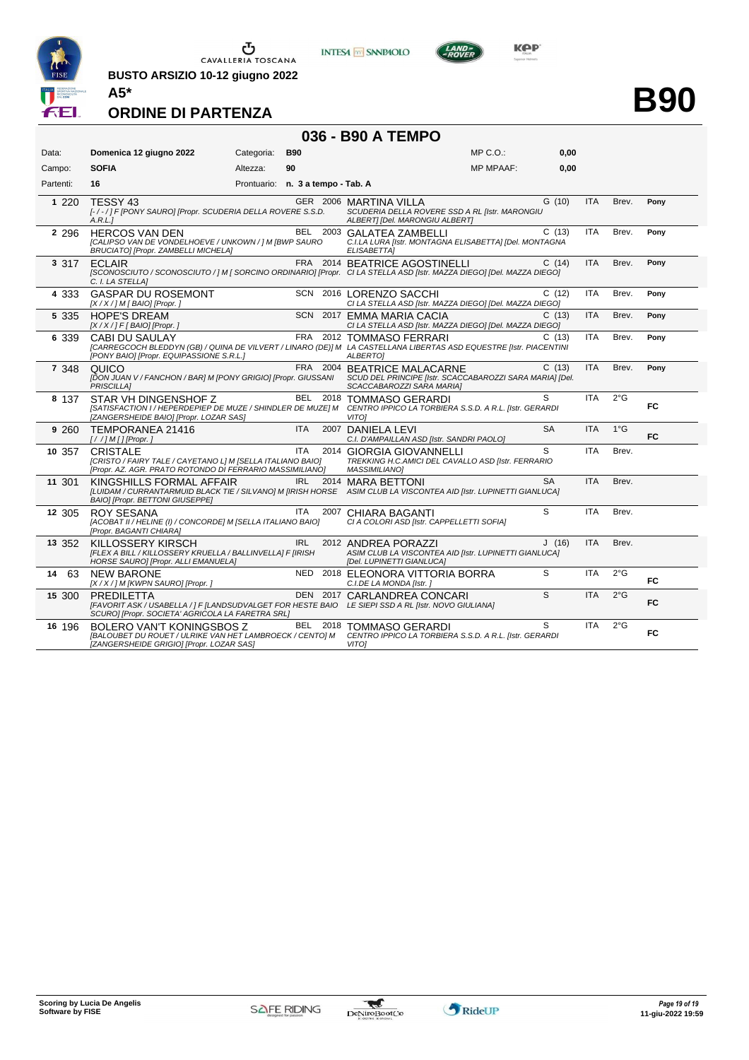CAVALLERIA TOSCANA

**BUSTO ARSIZIO 10-12 giugno 2022**

**A5***

# ORDINE DI PARTENZA

# B90

## 036 - B90 A TEMPO

| | | | | | |
|---|---|---|---|---|---|
| Data: | **Domenica 12 giugno 2022** | Categoria: | **B90** | MP C.O.: | **0,00** |
| Campo: | **SOFIA** | Altezza: | **90** | MP MPAAF: | **0,00** |
| Partenti: | **16** | Prontuario: | **n. 3 a tempo - Tab. A** | | |

| N. | Testiera | Cavallo | Naz. | Anno | Cavaliere | Cat. | Naz. | Patente | |
|---|---|---|---|---|---|---|---|---|---|
| 1 | 220 | TESSY 43 *[- / - / ] F [PONY SAURO] [Propr. SCUDERIA DELLA ROVERE S.S.D. A.R.L.]* | GER | 2006 | MARTINA VILLA *SCUDERIA DELLA ROVERE SSD A RL [Istr. MARONGIU ALBERT] [Del. MARONGIU ALBERT]* | G (10) | ITA | Brev. | Pony |
| 2 | 296 | HERCOS VAN DEN *[CALIPSO VAN DE VONDELHOEVE / UNKOWN / ] M [BWP SAURO BRUCIATO] [Propr. ZAMBELLI MICHELA]* | BEL | 2003 | GALATEA ZAMBELLI *C.I.LA LURA [Istr. MONTAGNA ELISABETTA] [Del. MONTAGNA ELISABETTA]* | C (13) | ITA | Brev. | Pony |
| 3 | 317 | ECLAIR *[SCONOSCIUTO / SCONOSCIUTO / ] M [ SORCINO ORDINARIO] [Propr. C. I. LA STELLA]* | FRA | 2014 | BEATRICE AGOSTINELLI *CI LA STELLA ASD [Istr. MAZZA DIEGO] [Del. MAZZA DIEGO]* | C (14) | ITA | Brev. | Pony |
| 4 | 333 | GASPAR DU ROSEMONT *[X / X / ] M [ BAIO] [Propr. ]* | SCN | 2016 | LORENZO SACCHI *CI LA STELLA ASD [Istr. MAZZA DIEGO] [Del. MAZZA DIEGO]* | C (12) | ITA | Brev. | Pony |
| 5 | 335 | HOPE'S DREAM *[X / X / ] F [ BAIO] [Propr. ]* | SCN | 2017 | EMMA MARIA CACIA *CI LA STELLA ASD [Istr. MAZZA DIEGO] [Del. MAZZA DIEGO]* | C (13) | ITA | Brev. | Pony |
| 6 | 339 | CABI DU SAULAY *[CARREGCOCH BLEDDYN (GB) / QUINA DE VILVERT / LINARO (DE)] M [PONY BAIO] [Propr. EQUIPASSIONE S.R.L.]* | FRA | 2012 | TOMMASO FERRARI *LA CASTELLANA LIBERTAS ASD EQUESTRE [Istr. PIACENTINI ALBERTO]* | C (13) | ITA | Brev. | Pony |
| 7 | 348 | QUICO *[DON JUAN V / FANCHON / BAR] M [PONY GRIGIO] [Propr. GIUSSANI PRISCILLA]* | FRA | 2004 | BEATRICE MALACARNE *SCUD DEL PRINCIPE [Istr. SCACCABAROZZI SARA MARIA] [Del. SCACCABAROZZI SARA MARIA]* | C (13) | ITA | Brev. | Pony |
| 8 | 137 | STAR VH DINGENSHOF Z *[SATISFACTION I / HEPERDEPIEP DE MUZE / SHINDLER DE MUZE] M [ZANGERSHEIDE BAIO] [Propr. LOZAR SAS]* | BEL | 2018 | TOMMASO GERARDI *CENTRO IPPICO LA TORBIERA S.S.D. A R.L. [Istr. GERARDI VITO]* | S | ITA | 2°G | FC |
| 9 | 260 | TEMPORANEA 21416 *[ / / ] M [ ] [Propr. ]* | ITA | 2007 | DANIELA LEVI *C.I. D'AMPAILLAN ASD [Istr. SANDRI PAOLO]* | SA | ITA | 1°G | FC |
| 10 | 357 | CRISTALE *[CRISTO / FAIRY TALE / CAYETANO L] M [SELLA ITALIANO BAIO] [Propr. AZ. AGR. PRATO ROTONDO DI FERRARIO MASSIMILIANO]* | ITA | 2014 | GIORGIA GIOVANNELLI *TREKKING H.C.AMICI DEL CAVALLO ASD [Istr. FERRARIO MASSIMILIANO]* | S | ITA | Brev. | |
| 11 | 301 | KINGSHILLS FORMAL AFFAIR *[LUIDAM / CURRANTARMUID BLACK TIE / SILVANO] M [IRISH HORSE BAIO] [Propr. BETTONI GIUSEPPE]* | IRL | 2014 | MARA BETTONI *ASIM CLUB LA VISCONTEA AID [Istr. LUPINETTI GIANLUCA]* | SA | ITA | Brev. | |
| 12 | 305 | ROY SESANA *[ACOBAT II / HELINE (I) / CONCORDE] M [SELLA ITALIANO BAIO] [Propr. BAGANTI CHIARA]* | ITA | 2007 | CHIARA BAGANTI *CI A COLORI ASD [Istr. CAPPELLETTI SOFIA]* | S | ITA | Brev. | |
| 13 | 352 | KILLOSSERY KIRSCH *[FLEX A BILL / KILLOSSERY KRUELLA / BALLINVELLA] F [IRISH HORSE SAURO] [Propr. ALLI EMANUELA]* | IRL | 2012 | ANDREA PORAZZI *ASIM CLUB LA VISCONTEA AID [Istr. LUPINETTI GIANLUCA] [Del. LUPINETTI GIANLUCA]* | J (16) | ITA | Brev. | |
| 14 | 63 | NEW BARONE *[X / X / ] M [KWPN SAURO] [Propr. ]* | NED | 2018 | ELEONORA VITTORIA BORRA *C.I.DE LA MONDA [Istr. ]* | S | ITA | 2°G | FC |
| 15 | 300 | PREDILETTA *[FAVORIT ASK / USABELLA / ] F [LANDSUDVALGET FOR HESTE BAIO SCURO] [Propr. SOCIETA' AGRICOLA LA FARETRA SRL]* | DEN | 2017 | CARLANDREA CONCARI *LE SIEPI SSD A RL [Istr. NOVO GIULIANA]* | S | ITA | 2°G | FC |
| 16 | 196 | BOLERO VAN'T KONINGSBOS Z *[BALOUBET DU ROUET / ULRIKE VAN HET LAMBROECK / CENTO] M [ZANGERSHEIDE GRIGIO] [Propr. LOZAR SAS]* | BEL | 2018 | TOMMASO GERARDI *CENTRO IPPICO LA TORBIERA S.S.D. A R.L. [Istr. GERARDI VITO]* | S | ITA | 2°G | FC |

**Scoring by Lucia De Angelis**
**Software by FISE**

11-giu-2022 19:59